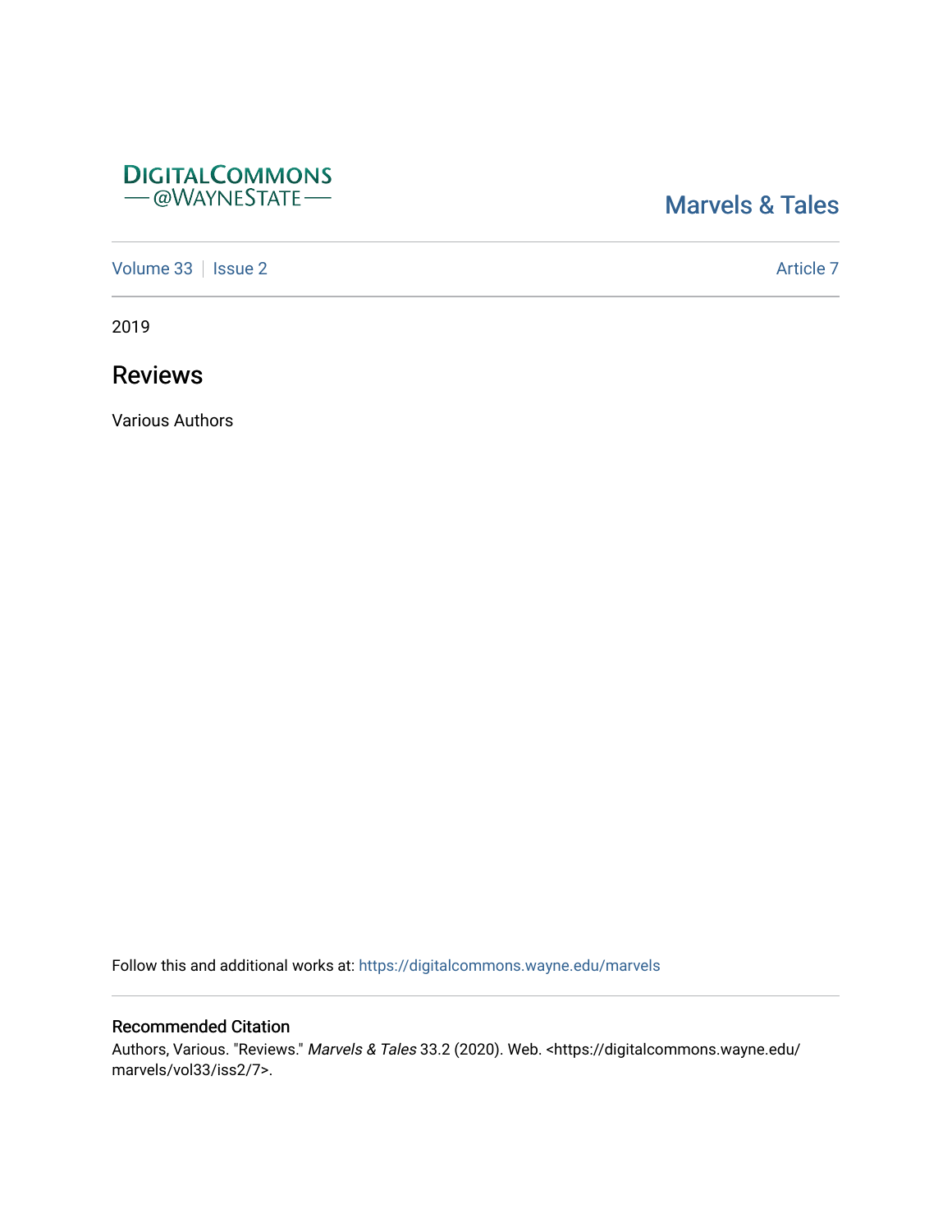DIGITALCOMMONS
— @WAYNESTATE —

Marvels & Tales

Volume 33 | Issue 2 — Article 7

2019

# Reviews

Various Authors

Follow this and additional works at: https://digitalcommons.wayne.edu/marvels

### Recommended Citation

Authors, Various. "Reviews." *Marvels & Tales* 33.2 (2020). Web. <https://digitalcommons.wayne.edu/marvels/vol33/iss2/7>.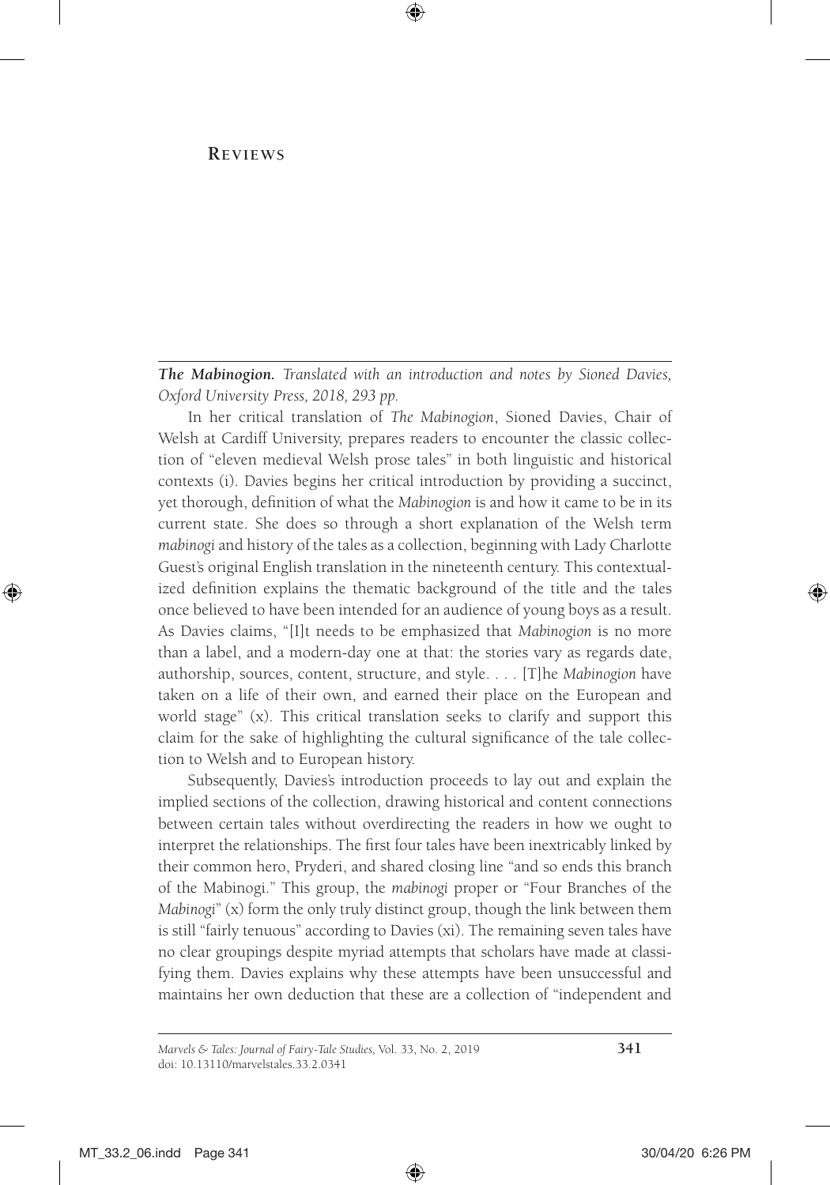# Reviews

***The Mabinogion.*** *Translated with an introduction and notes by Sioned Davies, Oxford University Press, 2018, 293 pp.*

In her critical translation of *The Mabinogion*, Sioned Davies, Chair of Welsh at Cardiff University, prepares readers to encounter the classic collection of "eleven medieval Welsh prose tales" in both linguistic and historical contexts (i). Davies begins her critical introduction by providing a succinct, yet thorough, definition of what the *Mabinogion* is and how it came to be in its current state. She does so through a short explanation of the Welsh term *mabinogi* and history of the tales as a collection, beginning with Lady Charlotte Guest's original English translation in the nineteenth century. This contextualized definition explains the thematic background of the title and the tales once believed to have been intended for an audience of young boys as a result. As Davies claims, "[I]t needs to be emphasized that *Mabinogion* is no more than a label, and a modern-day one at that: the stories vary as regards date, authorship, sources, content, structure, and style. . . . [T]he *Mabinogion* have taken on a life of their own, and earned their place on the European and world stage" (x). This critical translation seeks to clarify and support this claim for the sake of highlighting the cultural significance of the tale collection to Welsh and to European history.

Subsequently, Davies's introduction proceeds to lay out and explain the implied sections of the collection, drawing historical and content connections between certain tales without overdirecting the readers in how we ought to interpret the relationships. The first four tales have been inextricably linked by their common hero, Pryderi, and shared closing line "and so ends this branch of the Mabinogi." This group, the *mabinogi* proper or "Four Branches of the *Mabinogi*" (x) form the only truly distinct group, though the link between them is still "fairly tenuous" according to Davies (xi). The remaining seven tales have no clear groupings despite myriad attempts that scholars have made at classifying them. Davies explains why these attempts have been unsuccessful and maintains her own deduction that these are a collection of "independent and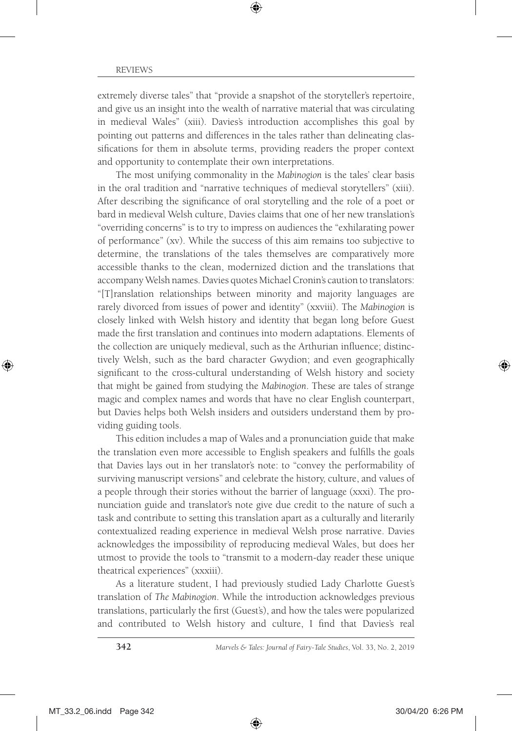extremely diverse tales" that "provide a snapshot of the storyteller's repertoire, and give us an insight into the wealth of narrative material that was circulating in medieval Wales" (xiii). Davies's introduction accomplishes this goal by pointing out patterns and differences in the tales rather than delineating classifications for them in absolute terms, providing readers the proper context and opportunity to contemplate their own interpretations.

The most unifying commonality in the *Mabinogion* is the tales' clear basis in the oral tradition and "narrative techniques of medieval storytellers" (xiii). After describing the significance of oral storytelling and the role of a poet or bard in medieval Welsh culture, Davies claims that one of her new translation's "overriding concerns" is to try to impress on audiences the "exhilarating power of performance" (xv). While the success of this aim remains too subjective to determine, the translations of the tales themselves are comparatively more accessible thanks to the clean, modernized diction and the translations that accompany Welsh names. Davies quotes Michael Cronin's caution to translators: "[T]ranslation relationships between minority and majority languages are rarely divorced from issues of power and identity" (xxviii). The *Mabinogion* is closely linked with Welsh history and identity that began long before Guest made the first translation and continues into modern adaptations. Elements of the collection are uniquely medieval, such as the Arthurian influence; distinctively Welsh, such as the bard character Gwydion; and even geographically significant to the cross-cultural understanding of Welsh history and society that might be gained from studying the *Mabinogion*. These are tales of strange magic and complex names and words that have no clear English counterpart, but Davies helps both Welsh insiders and outsiders understand them by providing guiding tools.

This edition includes a map of Wales and a pronunciation guide that make the translation even more accessible to English speakers and fulfills the goals that Davies lays out in her translator's note: to "convey the performability of surviving manuscript versions" and celebrate the history, culture, and values of a people through their stories without the barrier of language (xxxi). The pronunciation guide and translator's note give due credit to the nature of such a task and contribute to setting this translation apart as a culturally and literarily contextualized reading experience in medieval Welsh prose narrative. Davies acknowledges the impossibility of reproducing medieval Wales, but does her utmost to provide the tools to "transmit to a modern-day reader these unique theatrical experiences" (xxxii).

As a literature student, I had previously studied Lady Charlotte Guest's translation of *The Mabinogion*. While the introduction acknowledges previous translations, particularly the first (Guest's), and how the tales were popularized and contributed to Welsh history and culture, I find that Davies's real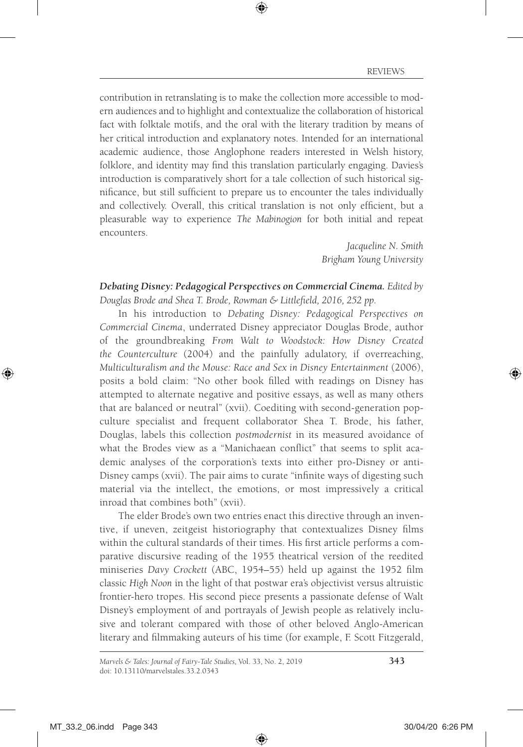contribution in retranslating is to make the collection more accessible to modern audiences and to highlight and contextualize the collaboration of historical fact with folktale motifs, and the oral with the literary tradition by means of her critical introduction and explanatory notes. Intended for an international academic audience, those Anglophone readers interested in Welsh history, folklore, and identity may find this translation particularly engaging. Davies's introduction is comparatively short for a tale collection of such historical significance, but still sufficient to prepare us to encounter the tales individually and collectively. Overall, this critical translation is not only efficient, but a pleasurable way to experience *The Mabinogion* for both initial and repeat encounters.

*Jacqueline N. Smith*
*Brigham Young University*

***Debating Disney: Pedagogical Perspectives on Commercial Cinema.*** *Edited by Douglas Brode and Shea T. Brode, Rowman & Littlefield, 2016, 252 pp.*

In his introduction to *Debating Disney: Pedagogical Perspectives on Commercial Cinema*, underrated Disney appreciator Douglas Brode, author of the groundbreaking *From Walt to Woodstock: How Disney Created the Counterculture* (2004) and the painfully adulatory, if overreaching, *Multiculturalism and the Mouse: Race and Sex in Disney Entertainment* (2006), posits a bold claim: "No other book filled with readings on Disney has attempted to alternate negative and positive essays, as well as many others that are balanced or neutral" (xvii). Coediting with second-generation pop-culture specialist and frequent collaborator Shea T. Brode, his father, Douglas, labels this collection *postmodernist* in its measured avoidance of what the Brodes view as a "Manichaean conflict" that seems to split academic analyses of the corporation's texts into either pro-Disney or anti-Disney camps (xvii). The pair aims to curate "infinite ways of digesting such material via the intellect, the emotions, or most impressively a critical inroad that combines both" (xvii).

The elder Brode's own two entries enact this directive through an inventive, if uneven, zeitgeist historiography that contextualizes Disney films within the cultural standards of their times. His first article performs a comparative discursive reading of the 1955 theatrical version of the reedited miniseries *Davy Crockett* (ABC, 1954–55) held up against the 1952 film classic *High Noon* in the light of that postwar era's objectivist versus altruistic frontier-hero tropes. His second piece presents a passionate defense of Walt Disney's employment of and portrayals of Jewish people as relatively inclusive and tolerant compared with those of other beloved Anglo-American literary and filmmaking auteurs of his time (for example, F. Scott Fitzgerald,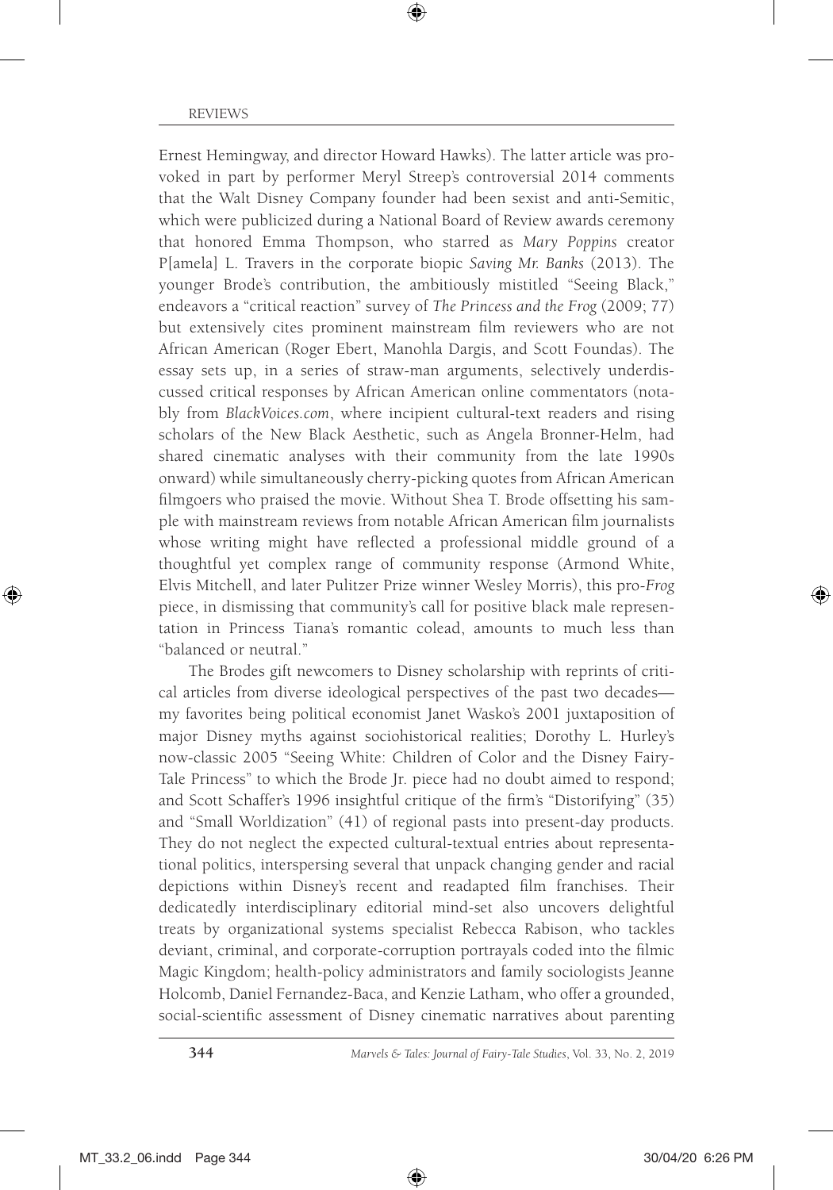Ernest Hemingway, and director Howard Hawks). The latter article was provoked in part by performer Meryl Streep's controversial 2014 comments that the Walt Disney Company founder had been sexist and anti-Semitic, which were publicized during a National Board of Review awards ceremony that honored Emma Thompson, who starred as *Mary Poppins* creator P[amela] L. Travers in the corporate biopic *Saving Mr. Banks* (2013). The younger Brode's contribution, the ambitiously mistitled "Seeing Black," endeavors a "critical reaction" survey of *The Princess and the Frog* (2009; 77) but extensively cites prominent mainstream film reviewers who are not African American (Roger Ebert, Manohla Dargis, and Scott Foundas). The essay sets up, in a series of straw-man arguments, selectively underdiscussed critical responses by African American online commentators (notably from *BlackVoices.com*, where incipient cultural-text readers and rising scholars of the New Black Aesthetic, such as Angela Bronner-Helm, had shared cinematic analyses with their community from the late 1990s onward) while simultaneously cherry-picking quotes from African American filmgoers who praised the movie. Without Shea T. Brode offsetting his sample with mainstream reviews from notable African American film journalists whose writing might have reflected a professional middle ground of a thoughtful yet complex range of community response (Armond White, Elvis Mitchell, and later Pulitzer Prize winner Wesley Morris), this pro-*Frog* piece, in dismissing that community's call for positive black male representation in Princess Tiana's romantic colead, amounts to much less than "balanced or neutral."

The Brodes gift newcomers to Disney scholarship with reprints of critical articles from diverse ideological perspectives of the past two decades—my favorites being political economist Janet Wasko's 2001 juxtaposition of major Disney myths against sociohistorical realities; Dorothy L. Hurley's now-classic 2005 "Seeing White: Children of Color and the Disney Fairy-Tale Princess" to which the Brode Jr. piece had no doubt aimed to respond; and Scott Schaffer's 1996 insightful critique of the firm's "Distorifying" (35) and "Small Worldization" (41) of regional pasts into present-day products. They do not neglect the expected cultural-textual entries about representational politics, interspersing several that unpack changing gender and racial depictions within Disney's recent and readapted film franchises. Their dedicatedly interdisciplinary editorial mind-set also uncovers delightful treats by organizational systems specialist Rebecca Rabison, who tackles deviant, criminal, and corporate-corruption portrayals coded into the filmic Magic Kingdom; health-policy administrators and family sociologists Jeanne Holcomb, Daniel Fernandez-Baca, and Kenzie Latham, who offer a grounded, social-scientific assessment of Disney cinematic narratives about parenting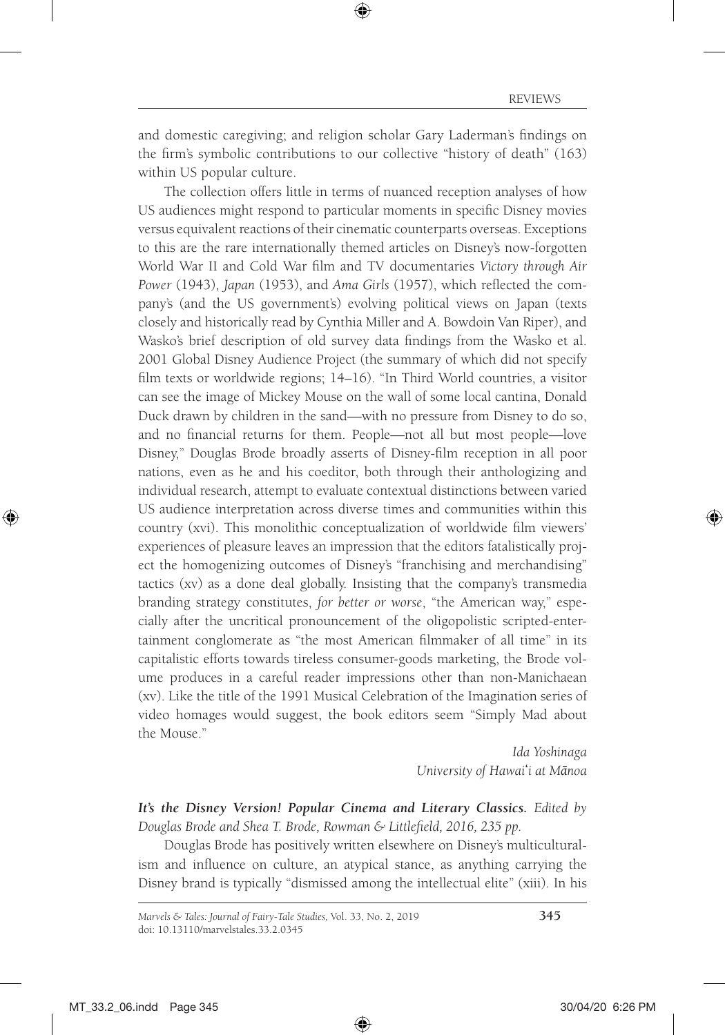and domestic caregiving; and religion scholar Gary Laderman's findings on the firm's symbolic contributions to our collective "history of death" (163) within US popular culture.

The collection offers little in terms of nuanced reception analyses of how US audiences might respond to particular moments in specific Disney movies versus equivalent reactions of their cinematic counterparts overseas. Exceptions to this are the rare internationally themed articles on Disney's now-forgotten World War II and Cold War film and TV documentaries *Victory through Air Power* (1943), *Japan* (1953), and *Ama Girls* (1957), which reflected the company's (and the US government's) evolving political views on Japan (texts closely and historically read by Cynthia Miller and A. Bowdoin Van Riper), and Wasko's brief description of old survey data findings from the Wasko et al. 2001 Global Disney Audience Project (the summary of which did not specify film texts or worldwide regions; 14–16). "In Third World countries, a visitor can see the image of Mickey Mouse on the wall of some local cantina, Donald Duck drawn by children in the sand—with no pressure from Disney to do so, and no financial returns for them. People—not all but most people—love Disney," Douglas Brode broadly asserts of Disney-film reception in all poor nations, even as he and his coeditor, both through their anthologizing and individual research, attempt to evaluate contextual distinctions between varied US audience interpretation across diverse times and communities within this country (xvi). This monolithic conceptualization of worldwide film viewers' experiences of pleasure leaves an impression that the editors fatalistically project the homogenizing outcomes of Disney's "franchising and merchandising" tactics (xv) as a done deal globally. Insisting that the company's transmedia branding strategy constitutes, *for better or worse*, "the American way," especially after the uncritical pronouncement of the oligopolistic scripted-entertainment conglomerate as "the most American filmmaker of all time" in its capitalistic efforts towards tireless consumer-goods marketing, the Brode volume produces in a careful reader impressions other than non-Manichaean (xv). Like the title of the 1991 Musical Celebration of the Imagination series of video homages would suggest, the book editors seem "Simply Mad about the Mouse."

*Ida Yoshinaga*
*University of Hawai'i at Mānoa*

***It's the Disney Version! Popular Cinema and Literary Classics.*** *Edited by Douglas Brode and Shea T. Brode, Rowman & Littlefield, 2016, 235 pp.*

Douglas Brode has positively written elsewhere on Disney's multiculturalism and influence on culture, an atypical stance, as anything carrying the Disney brand is typically "dismissed among the intellectual elite" (xiii). In his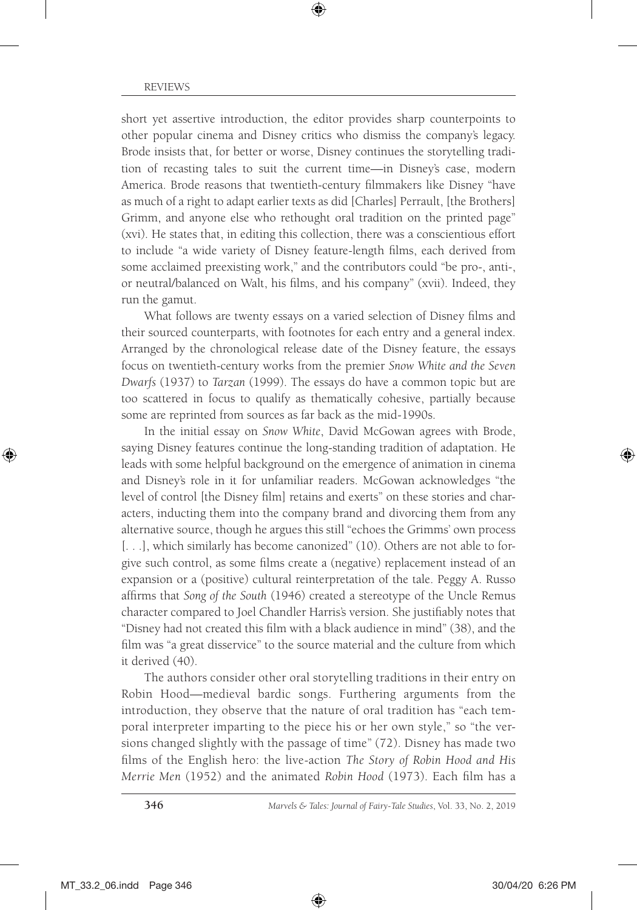short yet assertive introduction, the editor provides sharp counterpoints to other popular cinema and Disney critics who dismiss the company's legacy. Brode insists that, for better or worse, Disney continues the storytelling tradition of recasting tales to suit the current time—in Disney's case, modern America. Brode reasons that twentieth-century filmmakers like Disney "have as much of a right to adapt earlier texts as did [Charles] Perrault, [the Brothers] Grimm, and anyone else who rethought oral tradition on the printed page" (xvi). He states that, in editing this collection, there was a conscientious effort to include "a wide variety of Disney feature-length films, each derived from some acclaimed preexisting work," and the contributors could "be pro-, anti-, or neutral/balanced on Walt, his films, and his company" (xvii). Indeed, they run the gamut.

What follows are twenty essays on a varied selection of Disney films and their sourced counterparts, with footnotes for each entry and a general index. Arranged by the chronological release date of the Disney feature, the essays focus on twentieth-century works from the premier *Snow White and the Seven Dwarfs* (1937) to *Tarzan* (1999). The essays do have a common topic but are too scattered in focus to qualify as thematically cohesive, partially because some are reprinted from sources as far back as the mid-1990s.

In the initial essay on *Snow White*, David McGowan agrees with Brode, saying Disney features continue the long-standing tradition of adaptation. He leads with some helpful background on the emergence of animation in cinema and Disney's role in it for unfamiliar readers. McGowan acknowledges "the level of control [the Disney film] retains and exerts" on these stories and characters, inducting them into the company brand and divorcing them from any alternative source, though he argues this still "echoes the Grimms' own process [. . .], which similarly has become canonized" (10). Others are not able to forgive such control, as some films create a (negative) replacement instead of an expansion or a (positive) cultural reinterpretation of the tale. Peggy A. Russo affirms that *Song of the South* (1946) created a stereotype of the Uncle Remus character compared to Joel Chandler Harris's version. She justifiably notes that "Disney had not created this film with a black audience in mind" (38), and the film was "a great disservice" to the source material and the culture from which it derived (40).

The authors consider other oral storytelling traditions in their entry on Robin Hood—medieval bardic songs. Furthering arguments from the introduction, they observe that the nature of oral tradition has "each temporal interpreter imparting to the piece his or her own style," so "the versions changed slightly with the passage of time" (72). Disney has made two films of the English hero: the live-action *The Story of Robin Hood and His Merrie Men* (1952) and the animated *Robin Hood* (1973). Each film has a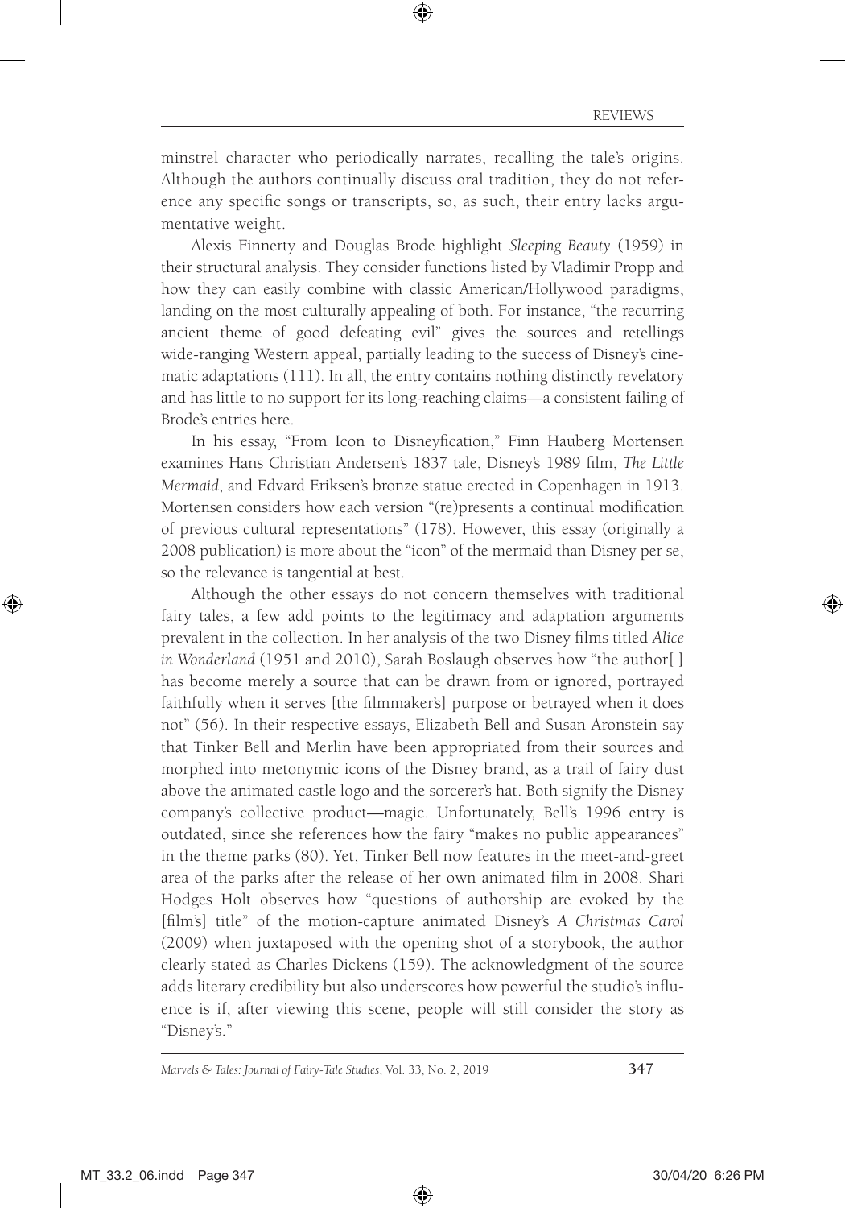minstrel character who periodically narrates, recalling the tale's origins. Although the authors continually discuss oral tradition, they do not reference any specific songs or transcripts, so, as such, their entry lacks argumentative weight.

Alexis Finnerty and Douglas Brode highlight *Sleeping Beauty* (1959) in their structural analysis. They consider functions listed by Vladimir Propp and how they can easily combine with classic American/Hollywood paradigms, landing on the most culturally appealing of both. For instance, "the recurring ancient theme of good defeating evil" gives the sources and retellings wide-ranging Western appeal, partially leading to the success of Disney's cinematic adaptations (111). In all, the entry contains nothing distinctly revelatory and has little to no support for its long-reaching claims—a consistent failing of Brode's entries here.

In his essay, "From Icon to Disneyfication," Finn Hauberg Mortensen examines Hans Christian Andersen's 1837 tale, Disney's 1989 film, *The Little Mermaid*, and Edvard Eriksen's bronze statue erected in Copenhagen in 1913. Mortensen considers how each version "(re)presents a continual modification of previous cultural representations" (178). However, this essay (originally a 2008 publication) is more about the "icon" of the mermaid than Disney per se, so the relevance is tangential at best.

Although the other essays do not concern themselves with traditional fairy tales, a few add points to the legitimacy and adaptation arguments prevalent in the collection. In her analysis of the two Disney films titled *Alice in Wonderland* (1951 and 2010), Sarah Boslaugh observes how "the author[ ] has become merely a source that can be drawn from or ignored, portrayed faithfully when it serves [the filmmaker's] purpose or betrayed when it does not" (56). In their respective essays, Elizabeth Bell and Susan Aronstein say that Tinker Bell and Merlin have been appropriated from their sources and morphed into metonymic icons of the Disney brand, as a trail of fairy dust above the animated castle logo and the sorcerer's hat. Both signify the Disney company's collective product—magic. Unfortunately, Bell's 1996 entry is outdated, since she references how the fairy "makes no public appearances" in the theme parks (80). Yet, Tinker Bell now features in the meet-and-greet area of the parks after the release of her own animated film in 2008. Shari Hodges Holt observes how "questions of authorship are evoked by the [film's] title" of the motion-capture animated Disney's *A Christmas Carol* (2009) when juxtaposed with the opening shot of a storybook, the author clearly stated as Charles Dickens (159). The acknowledgment of the source adds literary credibility but also underscores how powerful the studio's influence is if, after viewing this scene, people will still consider the story as "Disney's."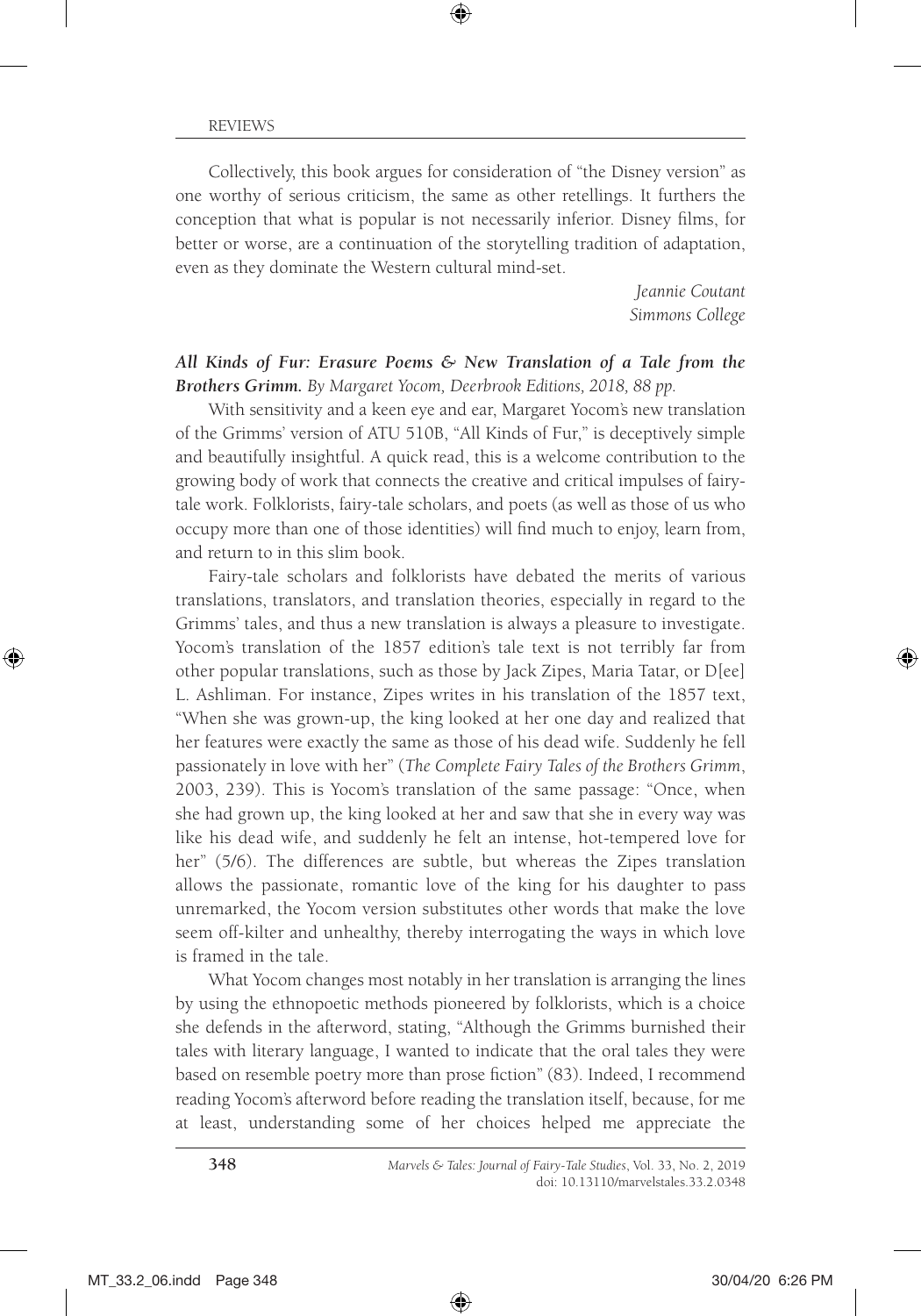Collectively, this book argues for consideration of "the Disney version" as one worthy of serious criticism, the same as other retellings. It furthers the conception that what is popular is not necessarily inferior. Disney films, for better or worse, are a continuation of the storytelling tradition of adaptation, even as they dominate the Western cultural mind-set.

*Jeannie Coutant*
*Simmons College*

***All Kinds of Fur: Erasure Poems & New Translation of a Tale from the Brothers Grimm.*** *By Margaret Yocom, Deerbrook Editions, 2018, 88 pp.*

With sensitivity and a keen eye and ear, Margaret Yocom's new translation of the Grimms' version of ATU 510B, "All Kinds of Fur," is deceptively simple and beautifully insightful. A quick read, this is a welcome contribution to the growing body of work that connects the creative and critical impulses of fairy-tale work. Folklorists, fairy-tale scholars, and poets (as well as those of us who occupy more than one of those identities) will find much to enjoy, learn from, and return to in this slim book.

Fairy-tale scholars and folklorists have debated the merits of various translations, translators, and translation theories, especially in regard to the Grimms' tales, and thus a new translation is always a pleasure to investigate. Yocom's translation of the 1857 edition's tale text is not terribly far from other popular translations, such as those by Jack Zipes, Maria Tatar, or D[ee] L. Ashliman. For instance, Zipes writes in his translation of the 1857 text, "When she was grown-up, the king looked at her one day and realized that her features were exactly the same as those of his dead wife. Suddenly he fell passionately in love with her" (*The Complete Fairy Tales of the Brothers Grimm*, 2003, 239). This is Yocom's translation of the same passage: "Once, when she had grown up, the king looked at her and saw that she in every way was like his dead wife, and suddenly he felt an intense, hot-tempered love for her" (5/6). The differences are subtle, but whereas the Zipes translation allows the passionate, romantic love of the king for his daughter to pass unremarked, the Yocom version substitutes other words that make the love seem off-kilter and unhealthy, thereby interrogating the ways in which love is framed in the tale.

What Yocom changes most notably in her translation is arranging the lines by using the ethnopoetic methods pioneered by folklorists, which is a choice she defends in the afterword, stating, "Although the Grimms burnished their tales with literary language, I wanted to indicate that the oral tales they were based on resemble poetry more than prose fiction" (83). Indeed, I recommend reading Yocom's afterword before reading the translation itself, because, for me at least, understanding some of her choices helped me appreciate the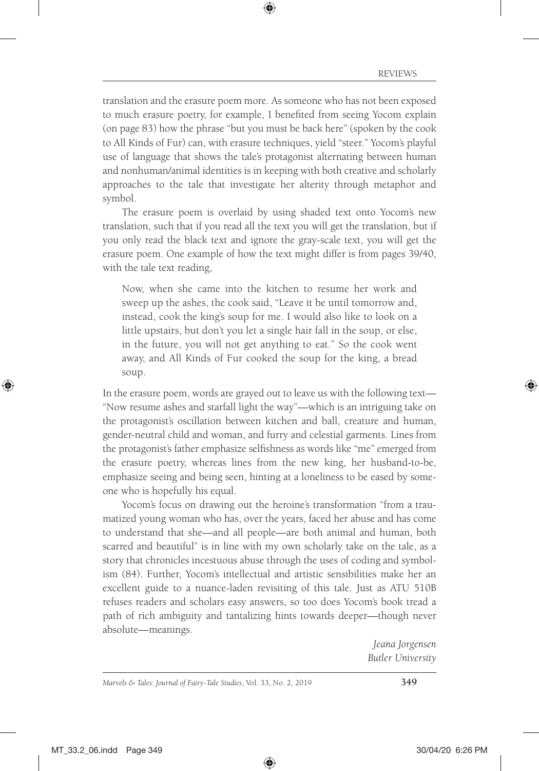translation and the erasure poem more. As someone who has not been exposed to much erasure poetry, for example, I benefited from seeing Yocom explain (on page 83) how the phrase "but you must be back here" (spoken by the cook to All Kinds of Fur) can, with erasure techniques, yield "steer." Yocom's playful use of language that shows the tale's protagonist alternating between human and nonhuman/animal identities is in keeping with both creative and scholarly approaches to the tale that investigate her alterity through metaphor and symbol.

The erasure poem is overlaid by using shaded text onto Yocom's new translation, such that if you read all the text you will get the translation, but if you only read the black text and ignore the gray-scale text, you will get the erasure poem. One example of how the text might differ is from pages 39/40, with the tale text reading,

> Now, when she came into the kitchen to resume her work and sweep up the ashes, the cook said, "Leave it be until tomorrow and, instead, cook the king's soup for me. I would also like to look on a little upstairs, but don't you let a single hair fall in the soup, or else, in the future, you will not get anything to eat." So the cook went away, and All Kinds of Fur cooked the soup for the king, a bread soup.

In the erasure poem, words are grayed out to leave us with the following text—"Now resume ashes and starfall light the way"—which is an intriguing take on the protagonist's oscillation between kitchen and ball, creature and human, gender-neutral child and woman, and furry and celestial garments. Lines from the protagonist's father emphasize selfishness as words like "me" emerged from the erasure poetry, whereas lines from the new king, her husband-to-be, emphasize seeing and being seen, hinting at a loneliness to be eased by someone who is hopefully his equal.

Yocom's focus on drawing out the heroine's transformation "from a traumatized young woman who has, over the years, faced her abuse and has come to understand that she—and all people—are both animal and human, both scarred and beautiful" is in line with my own scholarly take on the tale, as a story that chronicles incestuous abuse through the uses of coding and symbolism (84). Further, Yocom's intellectual and artistic sensibilities make her an excellent guide to a nuance-laden revisiting of this tale. Just as ATU 510B refuses readers and scholars easy answers, so too does Yocom's book tread a path of rich ambiguity and tantalizing hints towards deeper—though never absolute—meanings.

*Jeana Jorgensen*
*Butler University*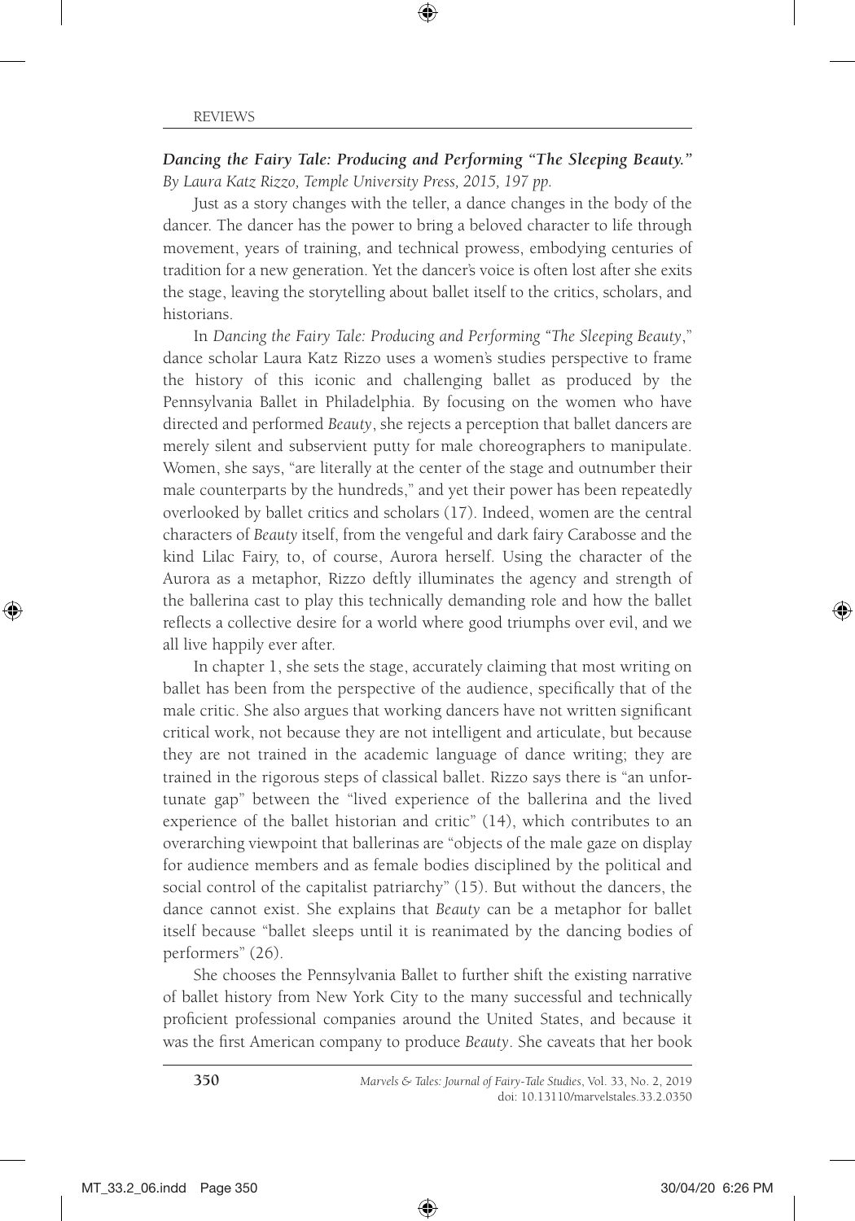***Dancing the Fairy Tale: Producing and Performing "The Sleeping Beauty."***
*By Laura Katz Rizzo, Temple University Press, 2015, 197 pp.*

Just as a story changes with the teller, a dance changes in the body of the dancer. The dancer has the power to bring a beloved character to life through movement, years of training, and technical prowess, embodying centuries of tradition for a new generation. Yet the dancer's voice is often lost after she exits the stage, leaving the storytelling about ballet itself to the critics, scholars, and historians.

In *Dancing the Fairy Tale: Producing and Performing "The Sleeping Beauty*," dance scholar Laura Katz Rizzo uses a women's studies perspective to frame the history of this iconic and challenging ballet as produced by the Pennsylvania Ballet in Philadelphia. By focusing on the women who have directed and performed *Beauty*, she rejects a perception that ballet dancers are merely silent and subservient putty for male choreographers to manipulate. Women, she says, "are literally at the center of the stage and outnumber their male counterparts by the hundreds," and yet their power has been repeatedly overlooked by ballet critics and scholars (17). Indeed, women are the central characters of *Beauty* itself, from the vengeful and dark fairy Carabosse and the kind Lilac Fairy, to, of course, Aurora herself. Using the character of the Aurora as a metaphor, Rizzo deftly illuminates the agency and strength of the ballerina cast to play this technically demanding role and how the ballet reflects a collective desire for a world where good triumphs over evil, and we all live happily ever after.

In chapter 1, she sets the stage, accurately claiming that most writing on ballet has been from the perspective of the audience, specifically that of the male critic. She also argues that working dancers have not written significant critical work, not because they are not intelligent and articulate, but because they are not trained in the academic language of dance writing; they are trained in the rigorous steps of classical ballet. Rizzo says there is "an unfortunate gap" between the "lived experience of the ballerina and the lived experience of the ballet historian and critic" (14), which contributes to an overarching viewpoint that ballerinas are "objects of the male gaze on display for audience members and as female bodies disciplined by the political and social control of the capitalist patriarchy" (15). But without the dancers, the dance cannot exist. She explains that *Beauty* can be a metaphor for ballet itself because "ballet sleeps until it is reanimated by the dancing bodies of performers" (26).

She chooses the Pennsylvania Ballet to further shift the existing narrative of ballet history from New York City to the many successful and technically proficient professional companies around the United States, and because it was the first American company to produce *Beauty*. She caveats that her book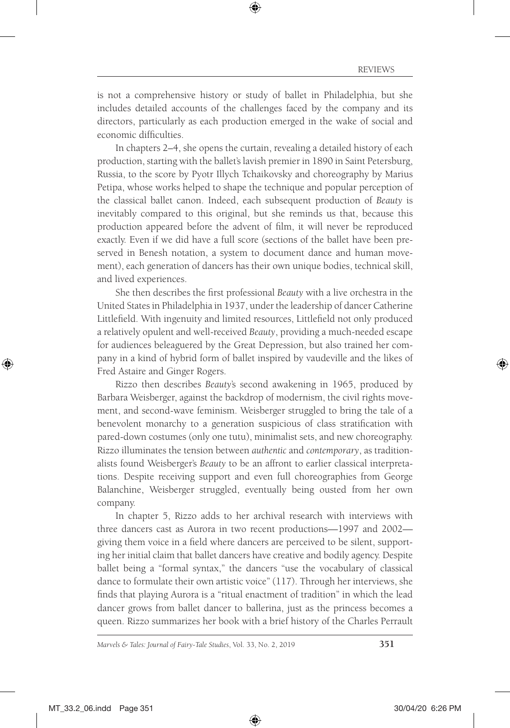is not a comprehensive history or study of ballet in Philadelphia, but she includes detailed accounts of the challenges faced by the company and its directors, particularly as each production emerged in the wake of social and economic difficulties.

In chapters 2–4, she opens the curtain, revealing a detailed history of each production, starting with the ballet's lavish premier in 1890 in Saint Petersburg, Russia, to the score by Pyotr Illych Tchaikovsky and choreography by Marius Petipa, whose works helped to shape the technique and popular perception of the classical ballet canon. Indeed, each subsequent production of *Beauty* is inevitably compared to this original, but she reminds us that, because this production appeared before the advent of film, it will never be reproduced exactly. Even if we did have a full score (sections of the ballet have been preserved in Benesh notation, a system to document dance and human movement), each generation of dancers has their own unique bodies, technical skill, and lived experiences.

She then describes the first professional *Beauty* with a live orchestra in the United States in Philadelphia in 1937, under the leadership of dancer Catherine Littlefield. With ingenuity and limited resources, Littlefield not only produced a relatively opulent and well-received *Beauty*, providing a much-needed escape for audiences beleaguered by the Great Depression, but also trained her company in a kind of hybrid form of ballet inspired by vaudeville and the likes of Fred Astaire and Ginger Rogers.

Rizzo then describes *Beauty*'s second awakening in 1965, produced by Barbara Weisberger, against the backdrop of modernism, the civil rights movement, and second-wave feminism. Weisberger struggled to bring the tale of a benevolent monarchy to a generation suspicious of class stratification with pared-down costumes (only one tutu), minimalist sets, and new choreography. Rizzo illuminates the tension between *authentic* and *contemporary*, as traditionalists found Weisberger's *Beauty* to be an affront to earlier classical interpretations. Despite receiving support and even full choreographies from George Balanchine, Weisberger struggled, eventually being ousted from her own company.

In chapter 5, Rizzo adds to her archival research with interviews with three dancers cast as Aurora in two recent productions—1997 and 2002—giving them voice in a field where dancers are perceived to be silent, supporting her initial claim that ballet dancers have creative and bodily agency. Despite ballet being a "formal syntax," the dancers "use the vocabulary of classical dance to formulate their own artistic voice" (117). Through her interviews, she finds that playing Aurora is a "ritual enactment of tradition" in which the lead dancer grows from ballet dancer to ballerina, just as the princess becomes a queen. Rizzo summarizes her book with a brief history of the Charles Perrault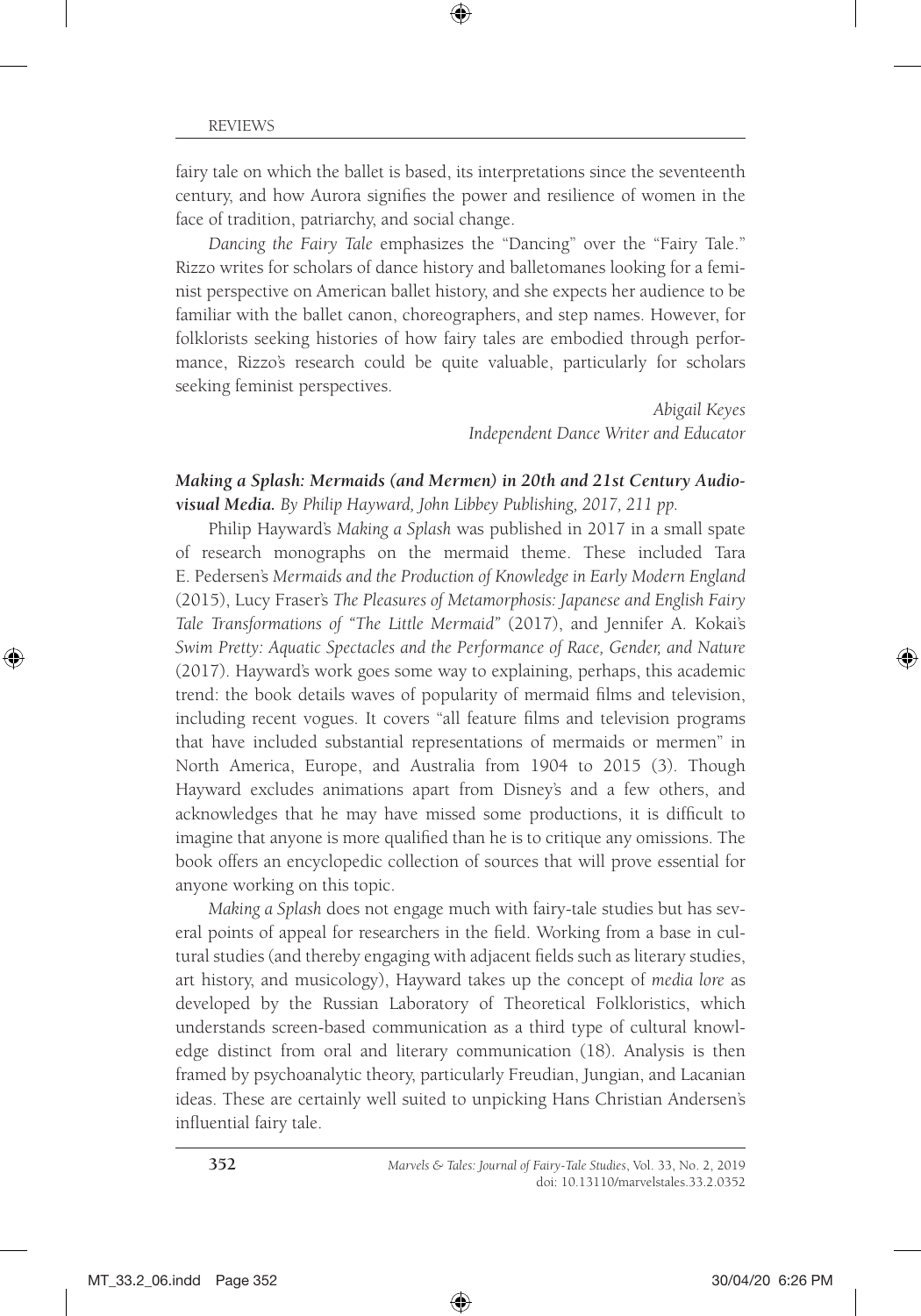fairy tale on which the ballet is based, its interpretations since the seventeenth century, and how Aurora signifies the power and resilience of women in the face of tradition, patriarchy, and social change.

*Dancing the Fairy Tale* emphasizes the "Dancing" over the "Fairy Tale." Rizzo writes for scholars of dance history and balletomanes looking for a feminist perspective on American ballet history, and she expects her audience to be familiar with the ballet canon, choreographers, and step names. However, for folklorists seeking histories of how fairy tales are embodied through performance, Rizzo's research could be quite valuable, particularly for scholars seeking feminist perspectives.

*Abigail Keyes*
*Independent Dance Writer and Educator*

***Making a Splash: Mermaids (and Mermen) in 20th and 21st Century Audio-visual Media.*** *By Philip Hayward, John Libbey Publishing, 2017, 211 pp.*

Philip Hayward's *Making a Splash* was published in 2017 in a small spate of research monographs on the mermaid theme. These included Tara E. Pedersen's *Mermaids and the Production of Knowledge in Early Modern England* (2015), Lucy Fraser's *The Pleasures of Metamorphosis: Japanese and English Fairy Tale Transformations of "The Little Mermaid"* (2017), and Jennifer A. Kokai's *Swim Pretty: Aquatic Spectacles and the Performance of Race, Gender, and Nature* (2017). Hayward's work goes some way to explaining, perhaps, this academic trend: the book details waves of popularity of mermaid films and television, including recent vogues. It covers "all feature films and television programs that have included substantial representations of mermaids or mermen" in North America, Europe, and Australia from 1904 to 2015 (3). Though Hayward excludes animations apart from Disney's and a few others, and acknowledges that he may have missed some productions, it is difficult to imagine that anyone is more qualified than he is to critique any omissions. The book offers an encyclopedic collection of sources that will prove essential for anyone working on this topic.

*Making a Splash* does not engage much with fairy-tale studies but has several points of appeal for researchers in the field. Working from a base in cultural studies (and thereby engaging with adjacent fields such as literary studies, art history, and musicology), Hayward takes up the concept of *media lore* as developed by the Russian Laboratory of Theoretical Folkloristics, which understands screen-based communication as a third type of cultural knowledge distinct from oral and literary communication (18). Analysis is then framed by psychoanalytic theory, particularly Freudian, Jungian, and Lacanian ideas. These are certainly well suited to unpicking Hans Christian Andersen's influential fairy tale.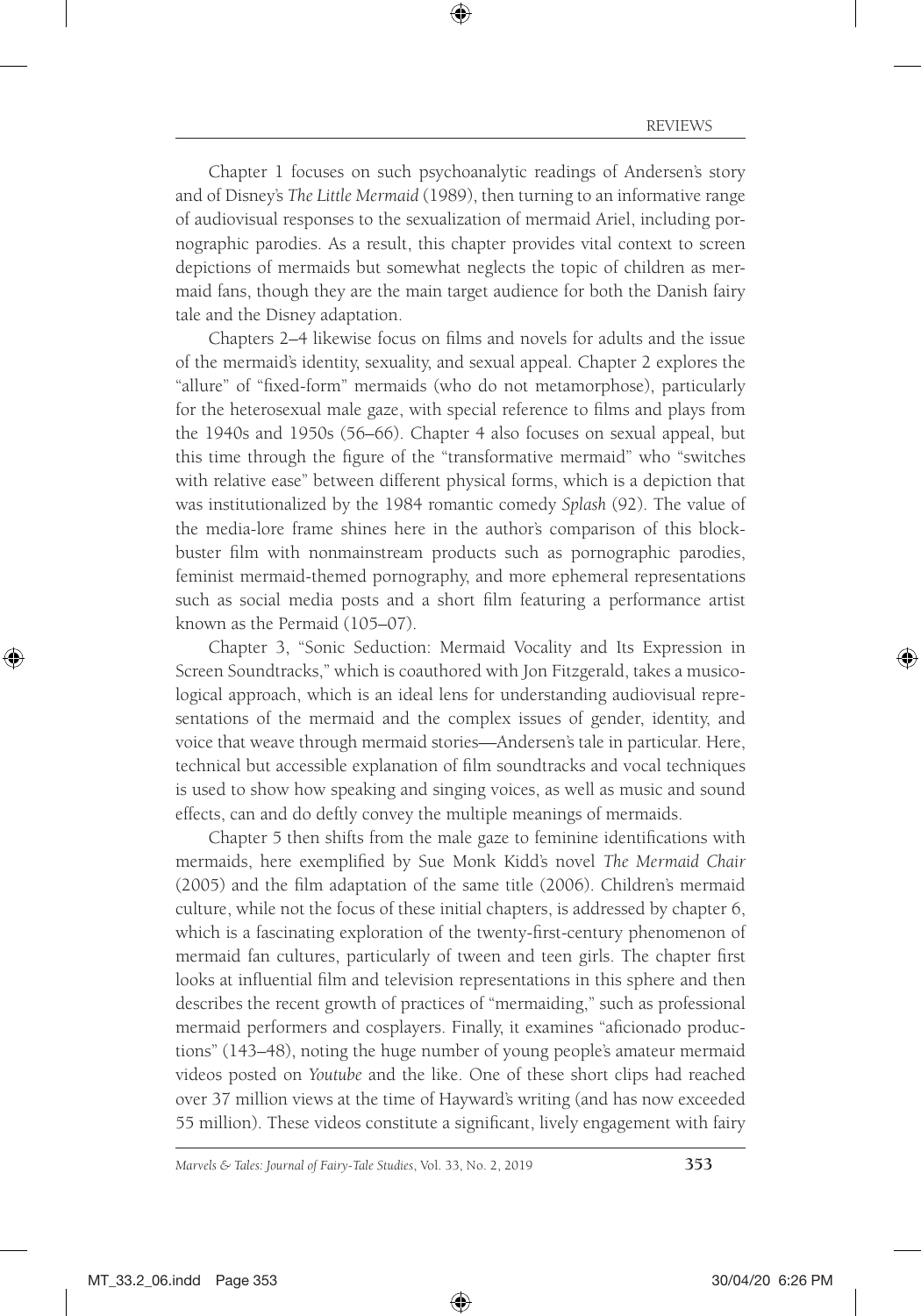Chapter 1 focuses on such psychoanalytic readings of Andersen's story and of Disney's *The Little Mermaid* (1989), then turning to an informative range of audiovisual responses to the sexualization of mermaid Ariel, including pornographic parodies. As a result, this chapter provides vital context to screen depictions of mermaids but somewhat neglects the topic of children as mermaid fans, though they are the main target audience for both the Danish fairy tale and the Disney adaptation.

Chapters 2–4 likewise focus on films and novels for adults and the issue of the mermaid's identity, sexuality, and sexual appeal. Chapter 2 explores the "allure" of "fixed-form" mermaids (who do not metamorphose), particularly for the heterosexual male gaze, with special reference to films and plays from the 1940s and 1950s (56–66). Chapter 4 also focuses on sexual appeal, but this time through the figure of the "transformative mermaid" who "switches with relative ease" between different physical forms, which is a depiction that was institutionalized by the 1984 romantic comedy *Splash* (92). The value of the media-lore frame shines here in the author's comparison of this blockbuster film with nonmainstream products such as pornographic parodies, feminist mermaid-themed pornography, and more ephemeral representations such as social media posts and a short film featuring a performance artist known as the Permaid (105–07).

Chapter 3, "Sonic Seduction: Mermaid Vocality and Its Expression in Screen Soundtracks," which is coauthored with Jon Fitzgerald, takes a musicological approach, which is an ideal lens for understanding audiovisual representations of the mermaid and the complex issues of gender, identity, and voice that weave through mermaid stories—Andersen's tale in particular. Here, technical but accessible explanation of film soundtracks and vocal techniques is used to show how speaking and singing voices, as well as music and sound effects, can and do deftly convey the multiple meanings of mermaids.

Chapter 5 then shifts from the male gaze to feminine identifications with mermaids, here exemplified by Sue Monk Kidd's novel *The Mermaid Chair* (2005) and the film adaptation of the same title (2006). Children's mermaid culture, while not the focus of these initial chapters, is addressed by chapter 6, which is a fascinating exploration of the twenty-first-century phenomenon of mermaid fan cultures, particularly of tween and teen girls. The chapter first looks at influential film and television representations in this sphere and then describes the recent growth of practices of "mermaiding," such as professional mermaid performers and cosplayers. Finally, it examines "aficionado productions" (143–48), noting the huge number of young people's amateur mermaid videos posted on *Youtube* and the like. One of these short clips had reached over 37 million views at the time of Hayward's writing (and has now exceeded 55 million). These videos constitute a significant, lively engagement with fairy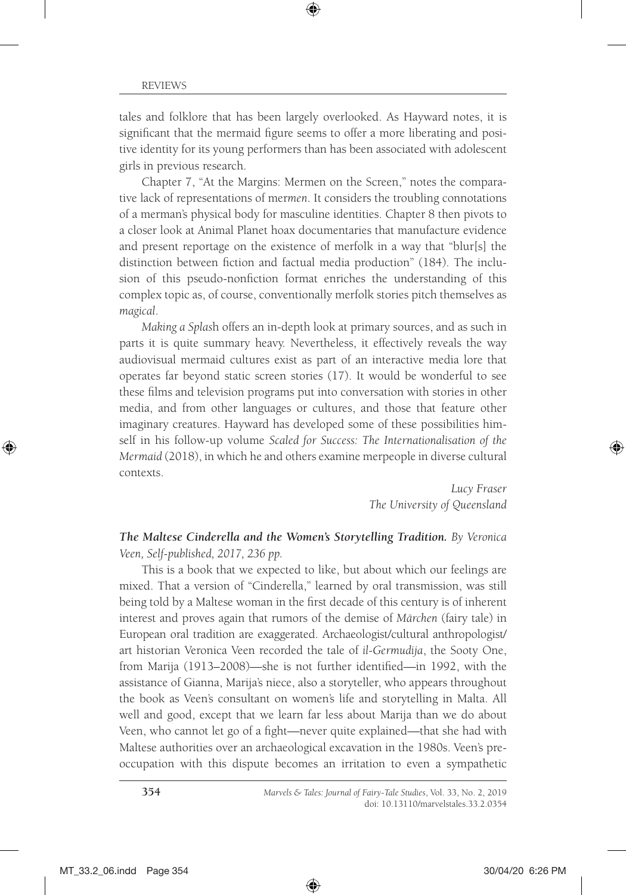tales and folklore that has been largely overlooked. As Hayward notes, it is significant that the mermaid figure seems to offer a more liberating and positive identity for its young performers than has been associated with adolescent girls in previous research.

Chapter 7, "At the Margins: Mermen on the Screen," notes the comparative lack of representations of mer*men*. It considers the troubling connotations of a merman's physical body for masculine identities. Chapter 8 then pivots to a closer look at Animal Planet hoax documentaries that manufacture evidence and present reportage on the existence of merfolk in a way that "blur[s] the distinction between fiction and factual media production" (184). The inclusion of this pseudo-nonfiction format enriches the understanding of this complex topic as, of course, conventionally merfolk stories pitch themselves as *magical*.

*Making a Splash* offers an in-depth look at primary sources, and as such in parts it is quite summary heavy. Nevertheless, it effectively reveals the way audiovisual mermaid cultures exist as part of an interactive media lore that operates far beyond static screen stories (17). It would be wonderful to see these films and television programs put into conversation with stories in other media, and from other languages or cultures, and those that feature other imaginary creatures. Hayward has developed some of these possibilities himself in his follow-up volume *Scaled for Success: The Internationalisation of the Mermaid* (2018), in which he and others examine merpeople in diverse cultural contexts.

*Lucy Fraser*
*The University of Queensland*

***The Maltese Cinderella and the Women's Storytelling Tradition.*** *By Veronica Veen, Self-published, 2017, 236 pp.*

This is a book that we expected to like, but about which our feelings are mixed. That a version of "Cinderella," learned by oral transmission, was still being told by a Maltese woman in the first decade of this century is of inherent interest and proves again that rumors of the demise of *Märchen* (fairy tale) in European oral tradition are exaggerated. Archaeologist/cultural anthropologist/art historian Veronica Veen recorded the tale of *il-Germudija*, the Sooty One, from Marija (1913–2008)—she is not further identified—in 1992, with the assistance of Gianna, Marija's niece, also a storyteller, who appears throughout the book as Veen's consultant on women's life and storytelling in Malta. All well and good, except that we learn far less about Marija than we do about Veen, who cannot let go of a fight—never quite explained—that she had with Maltese authorities over an archaeological excavation in the 1980s. Veen's preoccupation with this dispute becomes an irritation to even a sympathetic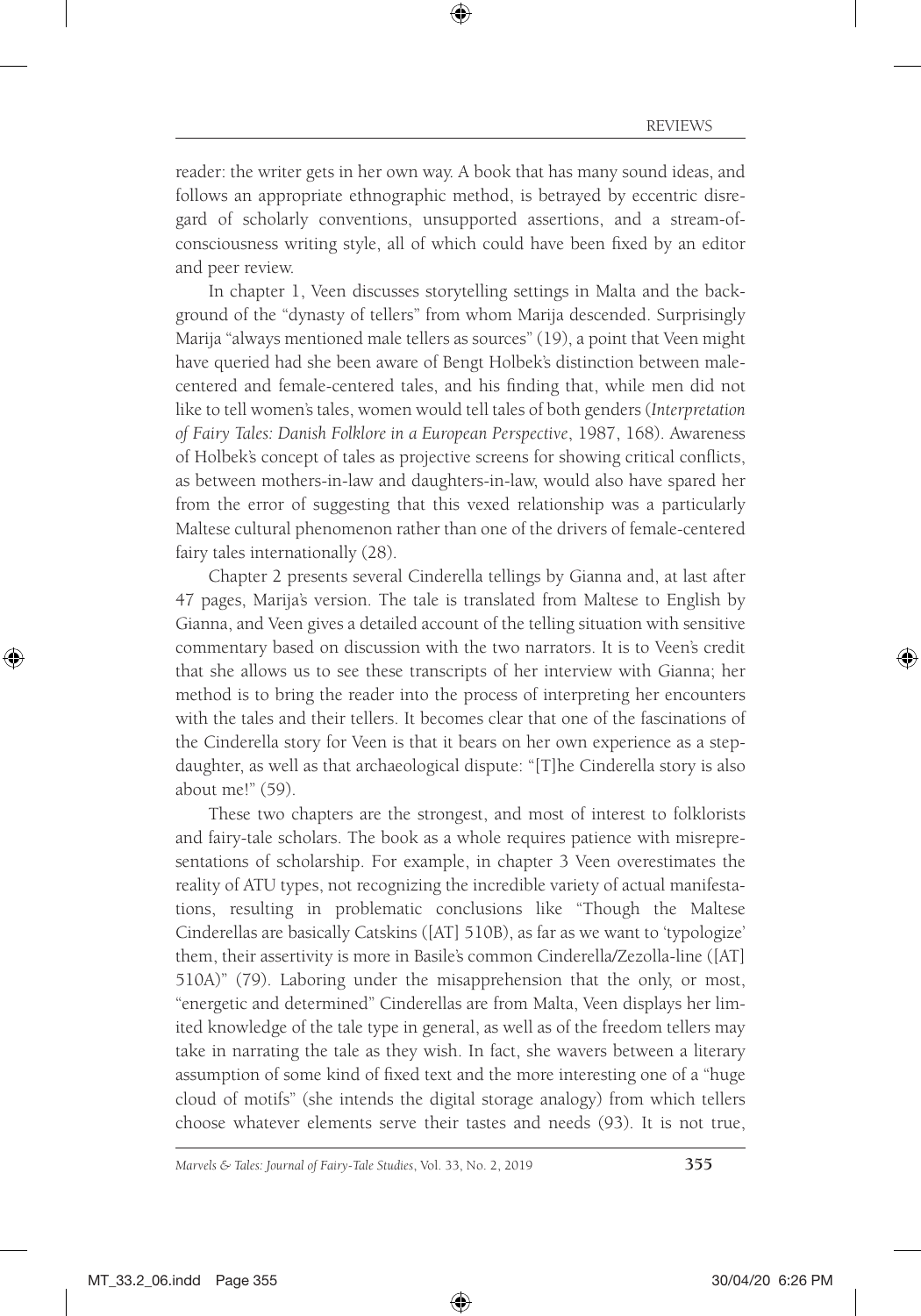reader: the writer gets in her own way. A book that has many sound ideas, and follows an appropriate ethnographic method, is betrayed by eccentric disregard of scholarly conventions, unsupported assertions, and a stream-of-consciousness writing style, all of which could have been fixed by an editor and peer review.

In chapter 1, Veen discusses storytelling settings in Malta and the background of the "dynasty of tellers" from whom Marija descended. Surprisingly Marija "always mentioned male tellers as sources" (19), a point that Veen might have queried had she been aware of Bengt Holbek's distinction between male-centered and female-centered tales, and his finding that, while men did not like to tell women's tales, women would tell tales of both genders (*Interpretation of Fairy Tales: Danish Folklore in a European Perspective*, 1987, 168). Awareness of Holbek's concept of tales as projective screens for showing critical conflicts, as between mothers-in-law and daughters-in-law, would also have spared her from the error of suggesting that this vexed relationship was a particularly Maltese cultural phenomenon rather than one of the drivers of female-centered fairy tales internationally (28).

Chapter 2 presents several Cinderella tellings by Gianna and, at last after 47 pages, Marija's version. The tale is translated from Maltese to English by Gianna, and Veen gives a detailed account of the telling situation with sensitive commentary based on discussion with the two narrators. It is to Veen's credit that she allows us to see these transcripts of her interview with Gianna; her method is to bring the reader into the process of interpreting her encounters with the tales and their tellers. It becomes clear that one of the fascinations of the Cinderella story for Veen is that it bears on her own experience as a stepdaughter, as well as that archaeological dispute: "[T]he Cinderella story is also about me!" (59).

These two chapters are the strongest, and most of interest to folklorists and fairy-tale scholars. The book as a whole requires patience with misrepresentations of scholarship. For example, in chapter 3 Veen overestimates the reality of ATU types, not recognizing the incredible variety of actual manifestations, resulting in problematic conclusions like "Though the Maltese Cinderellas are basically Catskins ([AT] 510B), as far as we want to 'typologize' them, their assertivity is more in Basile's common Cinderella/Zezolla-line ([AT] 510A)" (79). Laboring under the misapprehension that the only, or most, "energetic and determined" Cinderellas are from Malta, Veen displays her limited knowledge of the tale type in general, as well as of the freedom tellers may take in narrating the tale as they wish. In fact, she wavers between a literary assumption of some kind of fixed text and the more interesting one of a "huge cloud of motifs" (she intends the digital storage analogy) from which tellers choose whatever elements serve their tastes and needs (93). It is not true,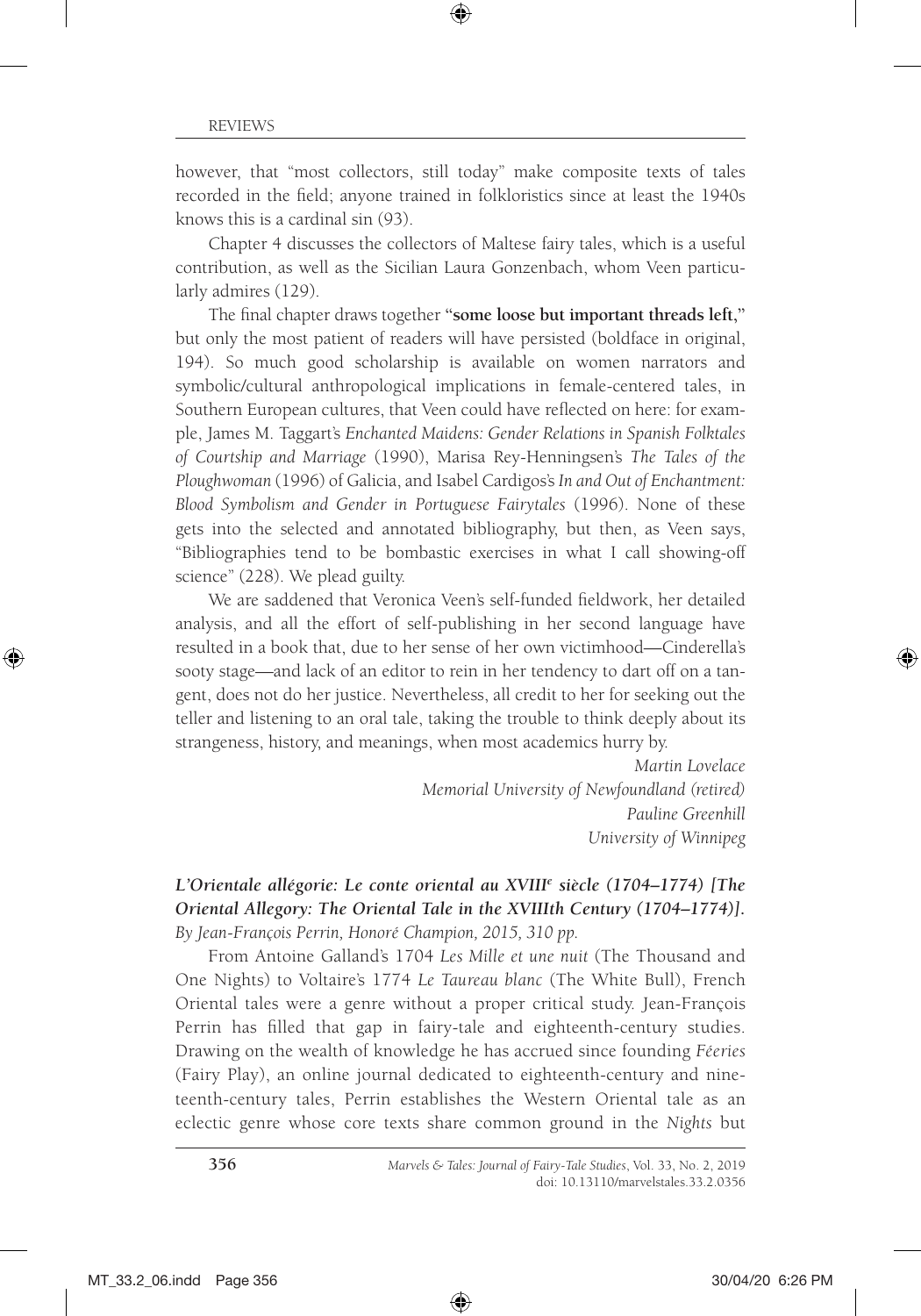however, that "most collectors, still today" make composite texts of tales recorded in the field; anyone trained in folkloristics since at least the 1940s knows this is a cardinal sin (93).

Chapter 4 discusses the collectors of Maltese fairy tales, which is a useful contribution, as well as the Sicilian Laura Gonzenbach, whom Veen particularly admires (129).

The final chapter draws together **"some loose but important threads left,"** but only the most patient of readers will have persisted (boldface in original, 194). So much good scholarship is available on women narrators and symbolic/cultural anthropological implications in female-centered tales, in Southern European cultures, that Veen could have reflected on here: for example, James M. Taggart's *Enchanted Maidens: Gender Relations in Spanish Folktales of Courtship and Marriage* (1990), Marisa Rey-Henningsen's *The Tales of the Ploughwoman* (1996) of Galicia, and Isabel Cardigos's *In and Out of Enchantment: Blood Symbolism and Gender in Portuguese Fairytales* (1996). None of these gets into the selected and annotated bibliography, but then, as Veen says, "Bibliographies tend to be bombastic exercises in what I call showing-off science" (228). We plead guilty.

We are saddened that Veronica Veen's self-funded fieldwork, her detailed analysis, and all the effort of self-publishing in her second language have resulted in a book that, due to her sense of her own victimhood—Cinderella's sooty stage—and lack of an editor to rein in her tendency to dart off on a tangent, does not do her justice. Nevertheless, all credit to her for seeking out the teller and listening to an oral tale, taking the trouble to think deeply about its strangeness, history, and meanings, when most academics hurry by.

*Martin Lovelace*
*Memorial University of Newfoundland (retired)*
*Pauline Greenhill*
*University of Winnipeg*

***L'Orientale allégorie: Le conte oriental au XVIII[e] siècle (1704–1774) [The Oriental Allegory: The Oriental Tale in the XVIIIth Century (1704–1774)].***
*By Jean-François Perrin, Honoré Champion, 2015, 310 pp.*

From Antoine Galland's 1704 *Les Mille et une nuit* (The Thousand and One Nights) to Voltaire's 1774 *Le Taureau blanc* (The White Bull), French Oriental tales were a genre without a proper critical study. Jean-François Perrin has filled that gap in fairy-tale and eighteenth-century studies. Drawing on the wealth of knowledge he has accrued since founding *Féeries* (Fairy Play), an online journal dedicated to eighteenth-century and nineteenth-century tales, Perrin establishes the Western Oriental tale as an eclectic genre whose core texts share common ground in the *Nights* but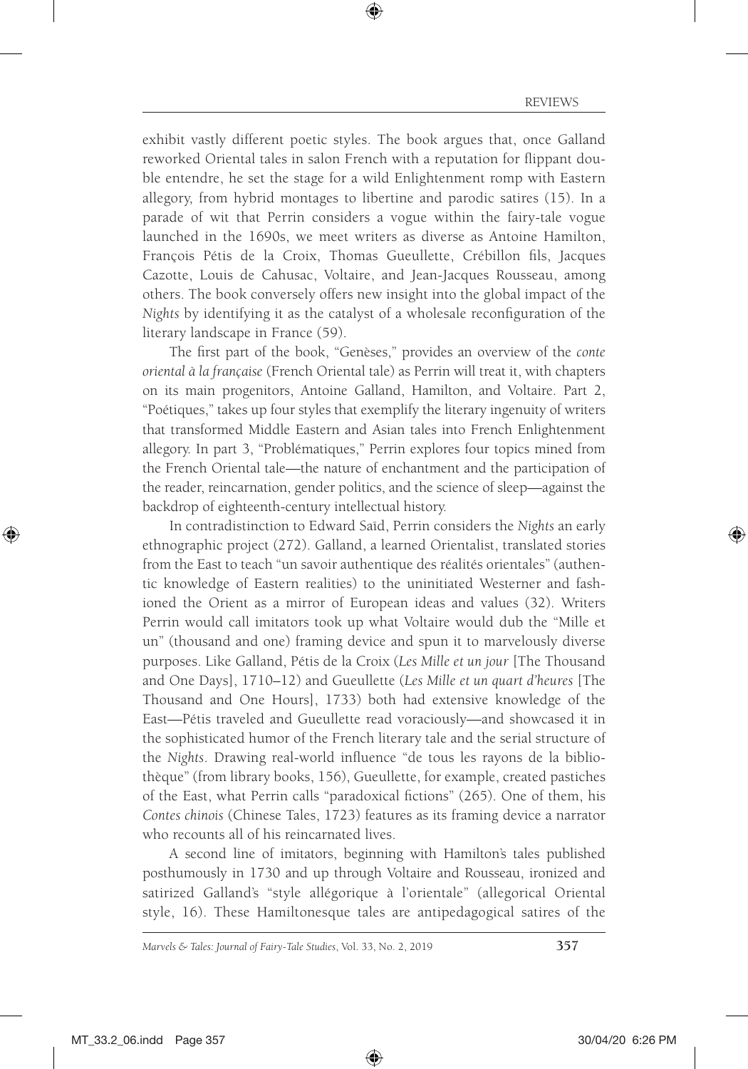exhibit vastly different poetic styles. The book argues that, once Galland reworked Oriental tales in salon French with a reputation for flippant double entendre, he set the stage for a wild Enlightenment romp with Eastern allegory, from hybrid montages to libertine and parodic satires (15). In a parade of wit that Perrin considers a vogue within the fairy-tale vogue launched in the 1690s, we meet writers as diverse as Antoine Hamilton, François Pétis de la Croix, Thomas Gueullette, Crébillon fils, Jacques Cazotte, Louis de Cahusac, Voltaire, and Jean-Jacques Rousseau, among others. The book conversely offers new insight into the global impact of the *Nights* by identifying it as the catalyst of a wholesale reconfiguration of the literary landscape in France (59).

The first part of the book, "Genèses," provides an overview of the *conte oriental à la française* (French Oriental tale) as Perrin will treat it, with chapters on its main progenitors, Antoine Galland, Hamilton, and Voltaire. Part 2, "Poétiques," takes up four styles that exemplify the literary ingenuity of writers that transformed Middle Eastern and Asian tales into French Enlightenment allegory. In part 3, "Problématiques," Perrin explores four topics mined from the French Oriental tale—the nature of enchantment and the participation of the reader, reincarnation, gender politics, and the science of sleep—against the backdrop of eighteenth-century intellectual history.

In contradistinction to Edward Saïd, Perrin considers the *Nights* an early ethnographic project (272). Galland, a learned Orientalist, translated stories from the East to teach "un savoir authentique des réalités orientales" (authentic knowledge of Eastern realities) to the uninitiated Westerner and fashioned the Orient as a mirror of European ideas and values (32). Writers Perrin would call imitators took up what Voltaire would dub the "Mille et un" (thousand and one) framing device and spun it to marvelously diverse purposes. Like Galland, Pétis de la Croix (*Les Mille et un jour* [The Thousand and One Days], 1710–12) and Gueullette (*Les Mille et un quart d'heures* [The Thousand and One Hours], 1733) both had extensive knowledge of the East—Pétis traveled and Gueullette read voraciously—and showcased it in the sophisticated humor of the French literary tale and the serial structure of the *Nights*. Drawing real-world influence "de tous les rayons de la bibliothèque" (from library books, 156), Gueullette, for example, created pastiches of the East, what Perrin calls "paradoxical fictions" (265). One of them, his *Contes chinois* (Chinese Tales, 1723) features as its framing device a narrator who recounts all of his reincarnated lives.

A second line of imitators, beginning with Hamilton's tales published posthumously in 1730 and up through Voltaire and Rousseau, ironized and satirized Galland's "style allégorique à l'orientale" (allegorical Oriental style, 16). These Hamiltonesque tales are antipedagogical satires of the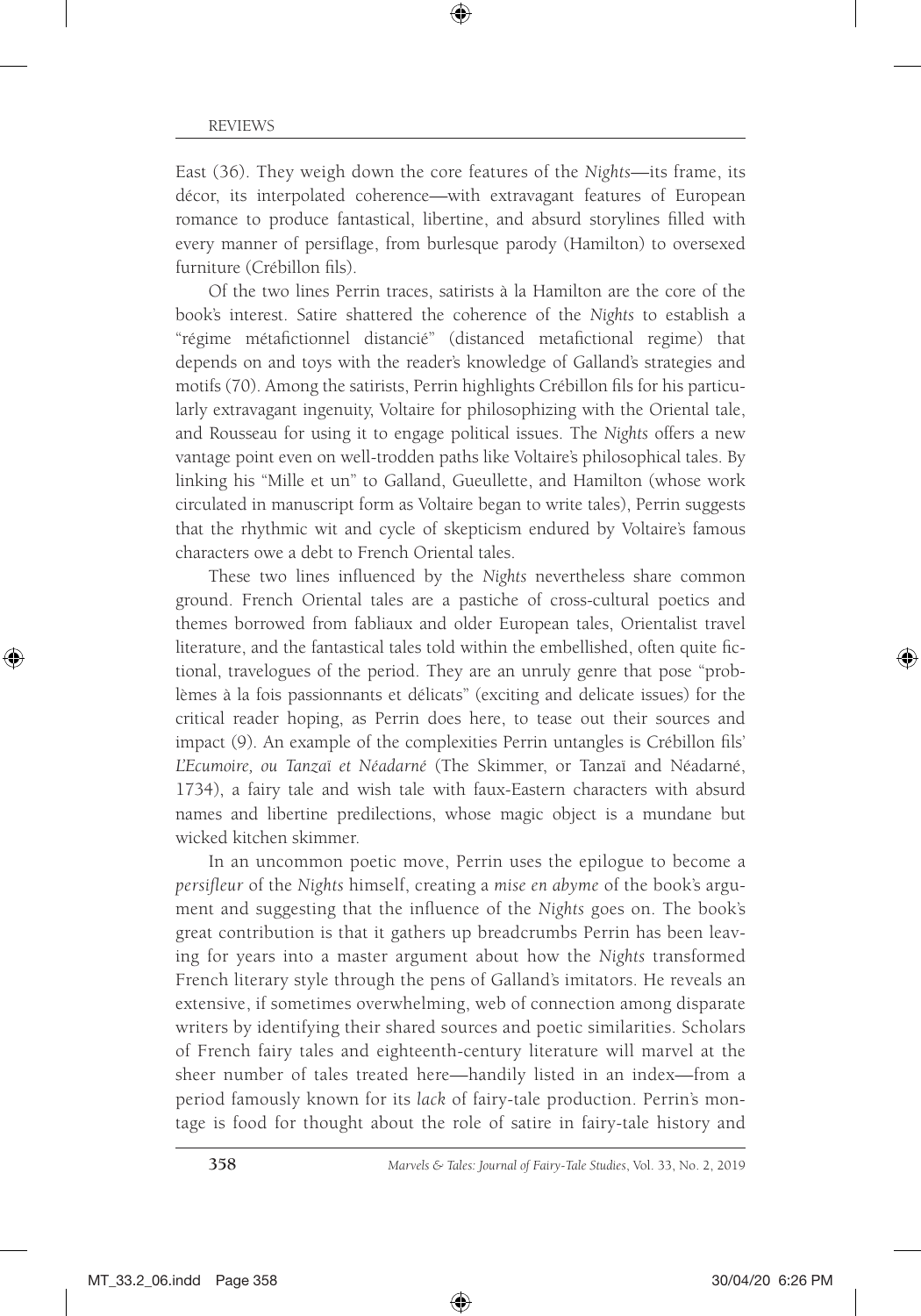East (36). They weigh down the core features of the *Nights*—its frame, its décor, its interpolated coherence—with extravagant features of European romance to produce fantastical, libertine, and absurd storylines filled with every manner of persiflage, from burlesque parody (Hamilton) to oversexed furniture (Crébillon fils).

Of the two lines Perrin traces, satirists à la Hamilton are the core of the book's interest. Satire shattered the coherence of the *Nights* to establish a "régime métafictionnel distancié" (distanced metafictional regime) that depends on and toys with the reader's knowledge of Galland's strategies and motifs (70). Among the satirists, Perrin highlights Crébillon fils for his particularly extravagant ingenuity, Voltaire for philosophizing with the Oriental tale, and Rousseau for using it to engage political issues. The *Nights* offers a new vantage point even on well-trodden paths like Voltaire's philosophical tales. By linking his "Mille et un" to Galland, Gueullette, and Hamilton (whose work circulated in manuscript form as Voltaire began to write tales), Perrin suggests that the rhythmic wit and cycle of skepticism endured by Voltaire's famous characters owe a debt to French Oriental tales.

These two lines influenced by the *Nights* nevertheless share common ground. French Oriental tales are a pastiche of cross-cultural poetics and themes borrowed from fabliaux and older European tales, Orientalist travel literature, and the fantastical tales told within the embellished, often quite fictional, travelogues of the period. They are an unruly genre that pose "problèmes à la fois passionnants et délicats" (exciting and delicate issues) for the critical reader hoping, as Perrin does here, to tease out their sources and impact (9). An example of the complexities Perrin untangles is Crébillon fils' *L'Ecumoire, ou Tanzaï et Néadarné* (The Skimmer, or Tanzaï and Néadarné, 1734), a fairy tale and wish tale with faux-Eastern characters with absurd names and libertine predilections, whose magic object is a mundane but wicked kitchen skimmer.

In an uncommon poetic move, Perrin uses the epilogue to become a *persifleur* of the *Nights* himself, creating a *mise en abyme* of the book's argument and suggesting that the influence of the *Nights* goes on. The book's great contribution is that it gathers up breadcrumbs Perrin has been leaving for years into a master argument about how the *Nights* transformed French literary style through the pens of Galland's imitators. He reveals an extensive, if sometimes overwhelming, web of connection among disparate writers by identifying their shared sources and poetic similarities. Scholars of French fairy tales and eighteenth-century literature will marvel at the sheer number of tales treated here—handily listed in an index—from a period famously known for its *lack* of fairy-tale production. Perrin's montage is food for thought about the role of satire in fairy-tale history and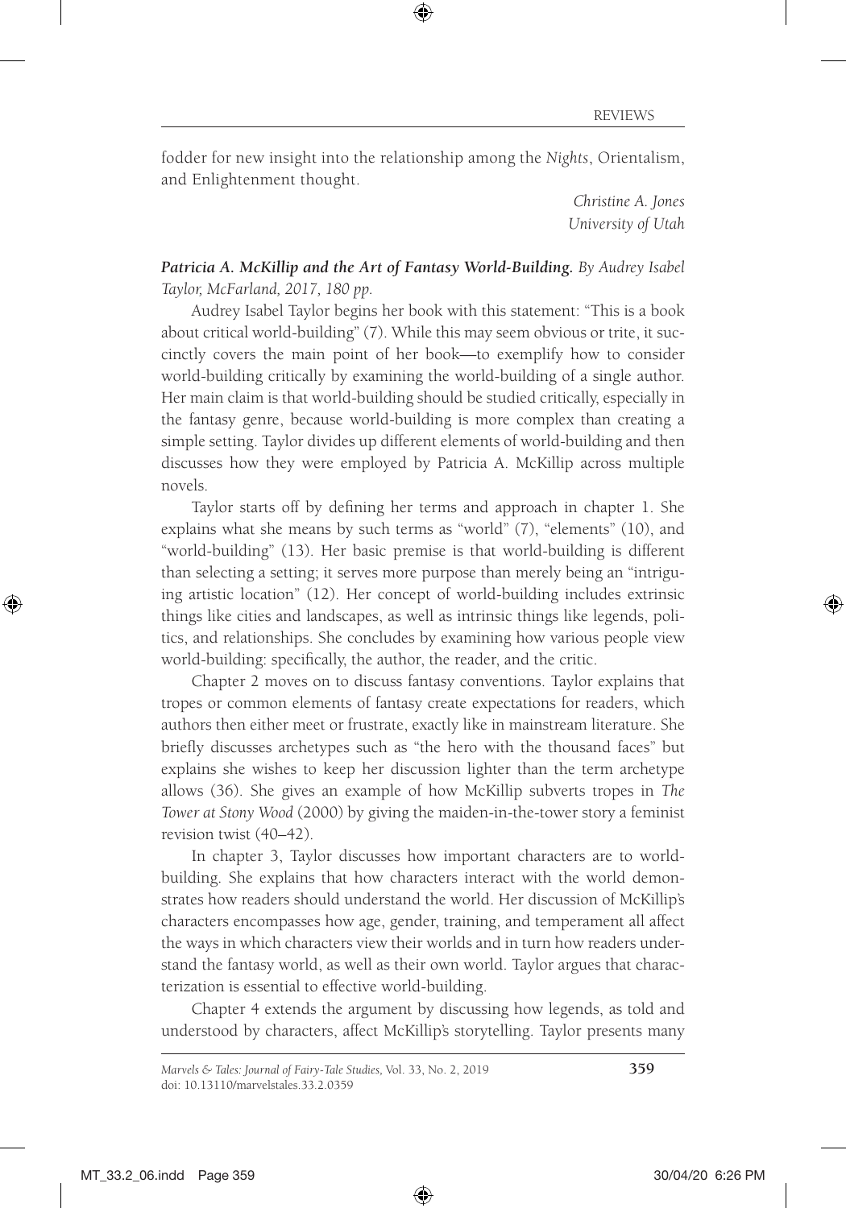fodder for new insight into the relationship among the *Nights*, Orientalism, and Enlightenment thought.

*Christine A. Jones*
*University of Utah*

***Patricia A. McKillip and the Art of Fantasy World-Building.*** *By Audrey Isabel Taylor, McFarland, 2017, 180 pp.*

Audrey Isabel Taylor begins her book with this statement: "This is a book about critical world-building" (7). While this may seem obvious or trite, it succinctly covers the main point of her book—to exemplify how to consider world-building critically by examining the world-building of a single author. Her main claim is that world-building should be studied critically, especially in the fantasy genre, because world-building is more complex than creating a simple setting. Taylor divides up different elements of world-building and then discusses how they were employed by Patricia A. McKillip across multiple novels.

Taylor starts off by defining her terms and approach in chapter 1. She explains what she means by such terms as "world" (7), "elements" (10), and "world-building" (13). Her basic premise is that world-building is different than selecting a setting; it serves more purpose than merely being an "intriguing artistic location" (12). Her concept of world-building includes extrinsic things like cities and landscapes, as well as intrinsic things like legends, politics, and relationships. She concludes by examining how various people view world-building: specifically, the author, the reader, and the critic.

Chapter 2 moves on to discuss fantasy conventions. Taylor explains that tropes or common elements of fantasy create expectations for readers, which authors then either meet or frustrate, exactly like in mainstream literature. She briefly discusses archetypes such as "the hero with the thousand faces" but explains she wishes to keep her discussion lighter than the term archetype allows (36). She gives an example of how McKillip subverts tropes in *The Tower at Stony Wood* (2000) by giving the maiden-in-the-tower story a feminist revision twist (40–42).

In chapter 3, Taylor discusses how important characters are to world-building. She explains that how characters interact with the world demonstrates how readers should understand the world. Her discussion of McKillip's characters encompasses how age, gender, training, and temperament all affect the ways in which characters view their worlds and in turn how readers understand the fantasy world, as well as their own world. Taylor argues that characterization is essential to effective world-building.

Chapter 4 extends the argument by discussing how legends, as told and understood by characters, affect McKillip's storytelling. Taylor presents many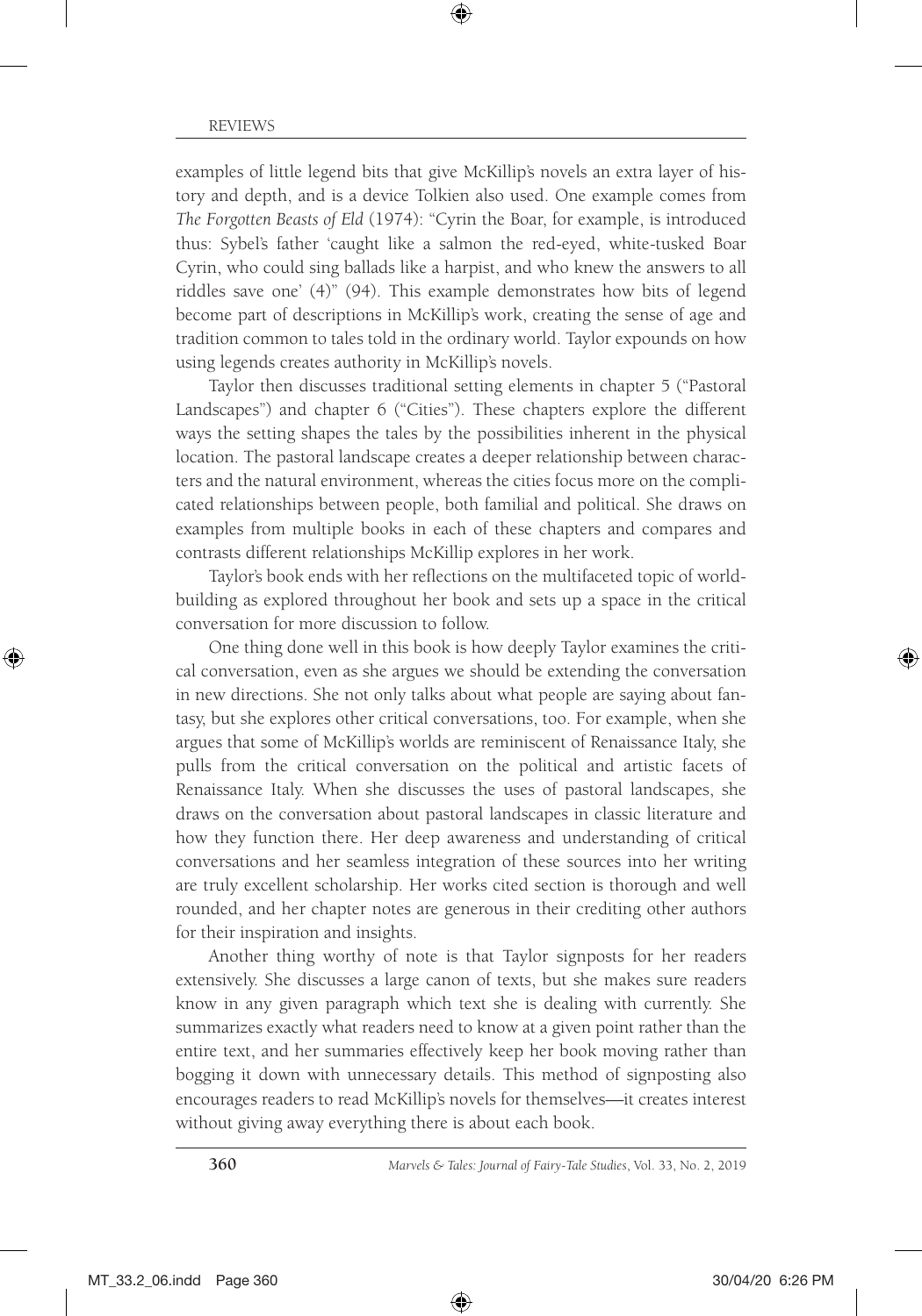examples of little legend bits that give McKillip's novels an extra layer of history and depth, and is a device Tolkien also used. One example comes from *The Forgotten Beasts of Eld* (1974): "Cyrin the Boar, for example, is introduced thus: Sybel's father 'caught like a salmon the red-eyed, white-tusked Boar Cyrin, who could sing ballads like a harpist, and who knew the answers to all riddles save one' (4)" (94). This example demonstrates how bits of legend become part of descriptions in McKillip's work, creating the sense of age and tradition common to tales told in the ordinary world. Taylor expounds on how using legends creates authority in McKillip's novels.

Taylor then discusses traditional setting elements in chapter 5 ("Pastoral Landscapes") and chapter 6 ("Cities"). These chapters explore the different ways the setting shapes the tales by the possibilities inherent in the physical location. The pastoral landscape creates a deeper relationship between characters and the natural environment, whereas the cities focus more on the complicated relationships between people, both familial and political. She draws on examples from multiple books in each of these chapters and compares and contrasts different relationships McKillip explores in her work.

Taylor's book ends with her reflections on the multifaceted topic of worldbuilding as explored throughout her book and sets up a space in the critical conversation for more discussion to follow.

One thing done well in this book is how deeply Taylor examines the critical conversation, even as she argues we should be extending the conversation in new directions. She not only talks about what people are saying about fantasy, but she explores other critical conversations, too. For example, when she argues that some of McKillip's worlds are reminiscent of Renaissance Italy, she pulls from the critical conversation on the political and artistic facets of Renaissance Italy. When she discusses the uses of pastoral landscapes, she draws on the conversation about pastoral landscapes in classic literature and how they function there. Her deep awareness and understanding of critical conversations and her seamless integration of these sources into her writing are truly excellent scholarship. Her works cited section is thorough and well rounded, and her chapter notes are generous in their crediting other authors for their inspiration and insights.

Another thing worthy of note is that Taylor signposts for her readers extensively. She discusses a large canon of texts, but she makes sure readers know in any given paragraph which text she is dealing with currently. She summarizes exactly what readers need to know at a given point rather than the entire text, and her summaries effectively keep her book moving rather than bogging it down with unnecessary details. This method of signposting also encourages readers to read McKillip's novels for themselves—it creates interest without giving away everything there is about each book.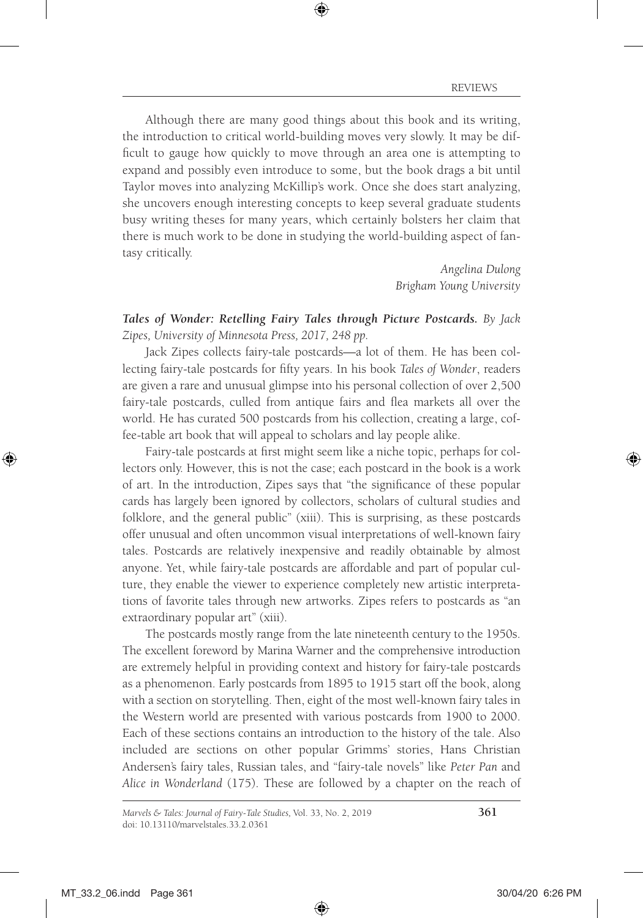Although there are many good things about this book and its writing, the introduction to critical world-building moves very slowly. It may be difficult to gauge how quickly to move through an area one is attempting to expand and possibly even introduce to some, but the book drags a bit until Taylor moves into analyzing McKillip's work. Once she does start analyzing, she uncovers enough interesting concepts to keep several graduate students busy writing theses for many years, which certainly bolsters her claim that there is much work to be done in studying the world-building aspect of fantasy critically.

*Angelina Dulong*
*Brigham Young University*

***Tales of Wonder: Retelling Fairy Tales through Picture Postcards.*** *By Jack Zipes, University of Minnesota Press, 2017, 248 pp.*

Jack Zipes collects fairy-tale postcards—a lot of them. He has been collecting fairy-tale postcards for fifty years. In his book *Tales of Wonder*, readers are given a rare and unusual glimpse into his personal collection of over 2,500 fairy-tale postcards, culled from antique fairs and flea markets all over the world. He has curated 500 postcards from his collection, creating a large, coffee-table art book that will appeal to scholars and lay people alike.

Fairy-tale postcards at first might seem like a niche topic, perhaps for collectors only. However, this is not the case; each postcard in the book is a work of art. In the introduction, Zipes says that "the significance of these popular cards has largely been ignored by collectors, scholars of cultural studies and folklore, and the general public" (xiii). This is surprising, as these postcards offer unusual and often uncommon visual interpretations of well-known fairy tales. Postcards are relatively inexpensive and readily obtainable by almost anyone. Yet, while fairy-tale postcards are affordable and part of popular culture, they enable the viewer to experience completely new artistic interpretations of favorite tales through new artworks. Zipes refers to postcards as "an extraordinary popular art" (xiii).

The postcards mostly range from the late nineteenth century to the 1950s. The excellent foreword by Marina Warner and the comprehensive introduction are extremely helpful in providing context and history for fairy-tale postcards as a phenomenon. Early postcards from 1895 to 1915 start off the book, along with a section on storytelling. Then, eight of the most well-known fairy tales in the Western world are presented with various postcards from 1900 to 2000. Each of these sections contains an introduction to the history of the tale. Also included are sections on other popular Grimms' stories, Hans Christian Andersen's fairy tales, Russian tales, and "fairy-tale novels" like *Peter Pan* and *Alice in Wonderland* (175). These are followed by a chapter on the reach of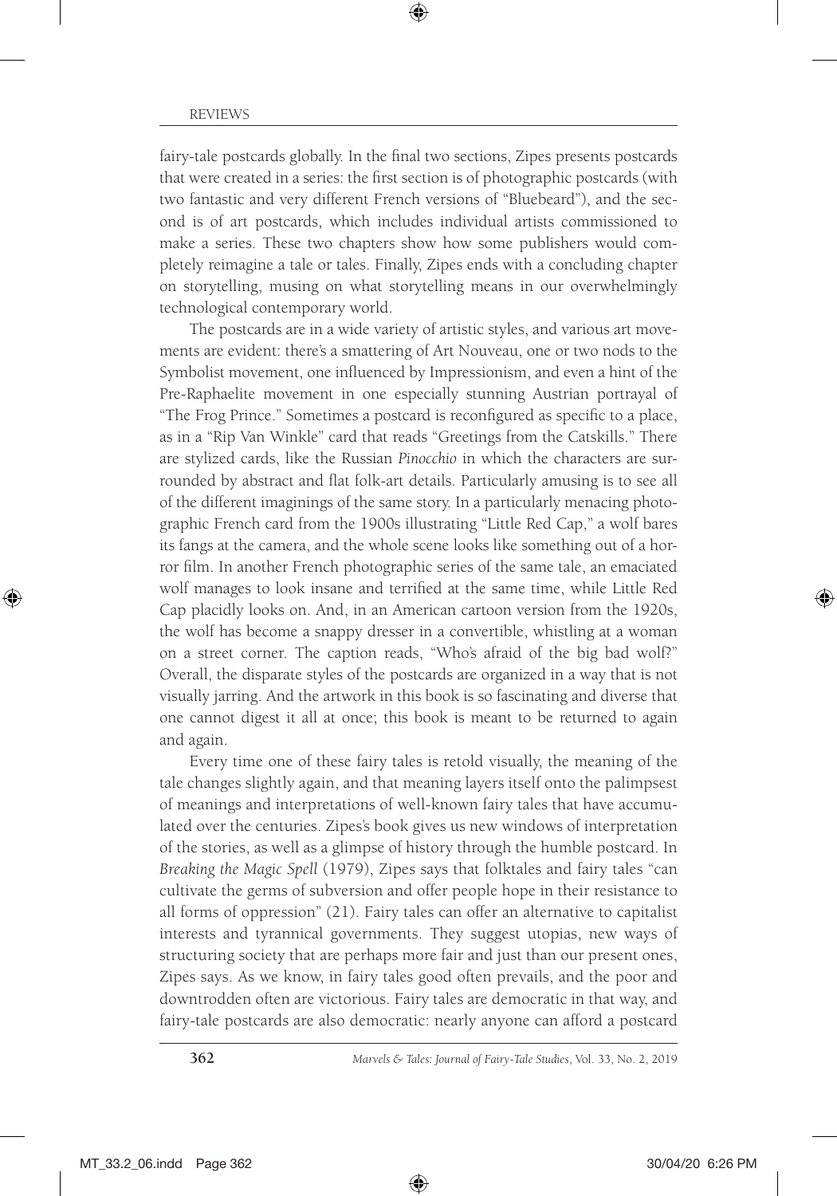fairy-tale postcards globally. In the final two sections, Zipes presents postcards that were created in a series: the first section is of photographic postcards (with two fantastic and very different French versions of "Bluebeard"), and the second is of art postcards, which includes individual artists commissioned to make a series. These two chapters show how some publishers would completely reimagine a tale or tales. Finally, Zipes ends with a concluding chapter on storytelling, musing on what storytelling means in our overwhelmingly technological contemporary world.

The postcards are in a wide variety of artistic styles, and various art movements are evident: there's a smattering of Art Nouveau, one or two nods to the Symbolist movement, one influenced by Impressionism, and even a hint of the Pre-Raphaelite movement in one especially stunning Austrian portrayal of "The Frog Prince." Sometimes a postcard is reconfigured as specific to a place, as in a "Rip Van Winkle" card that reads "Greetings from the Catskills." There are stylized cards, like the Russian *Pinocchio* in which the characters are surrounded by abstract and flat folk-art details. Particularly amusing is to see all of the different imaginings of the same story. In a particularly menacing photographic French card from the 1900s illustrating "Little Red Cap," a wolf bares its fangs at the camera, and the whole scene looks like something out of a horror film. In another French photographic series of the same tale, an emaciated wolf manages to look insane and terrified at the same time, while Little Red Cap placidly looks on. And, in an American cartoon version from the 1920s, the wolf has become a snappy dresser in a convertible, whistling at a woman on a street corner. The caption reads, "Who's afraid of the big bad wolf?" Overall, the disparate styles of the postcards are organized in a way that is not visually jarring. And the artwork in this book is so fascinating and diverse that one cannot digest it all at once; this book is meant to be returned to again and again.

Every time one of these fairy tales is retold visually, the meaning of the tale changes slightly again, and that meaning layers itself onto the palimpsest of meanings and interpretations of well-known fairy tales that have accumulated over the centuries. Zipes's book gives us new windows of interpretation of the stories, as well as a glimpse of history through the humble postcard. In *Breaking the Magic Spell* (1979), Zipes says that folktales and fairy tales "can cultivate the germs of subversion and offer people hope in their resistance to all forms of oppression" (21). Fairy tales can offer an alternative to capitalist interests and tyrannical governments. They suggest utopias, new ways of structuring society that are perhaps more fair and just than our present ones, Zipes says. As we know, in fairy tales good often prevails, and the poor and downtrodden often are victorious. Fairy tales are democratic in that way, and fairy-tale postcards are also democratic: nearly anyone can afford a postcard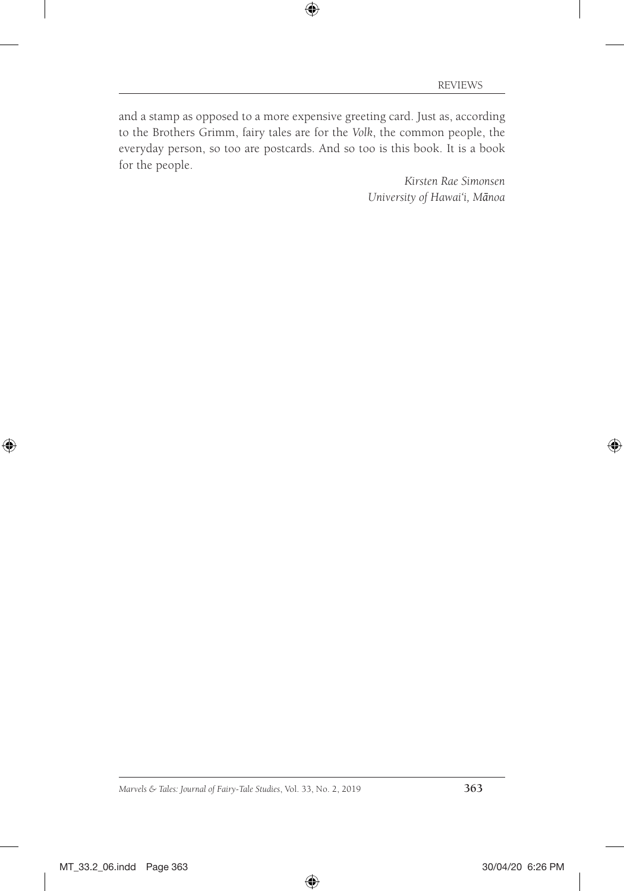and a stamp as opposed to a more expensive greeting card. Just as, according to the Brothers Grimm, fairy tales are for the *Volk*, the common people, the everyday person, so too are postcards. And so too is this book. It is a book for the people.

*Kirsten Rae Simonsen*
*University of Hawai'i, Mānoa*